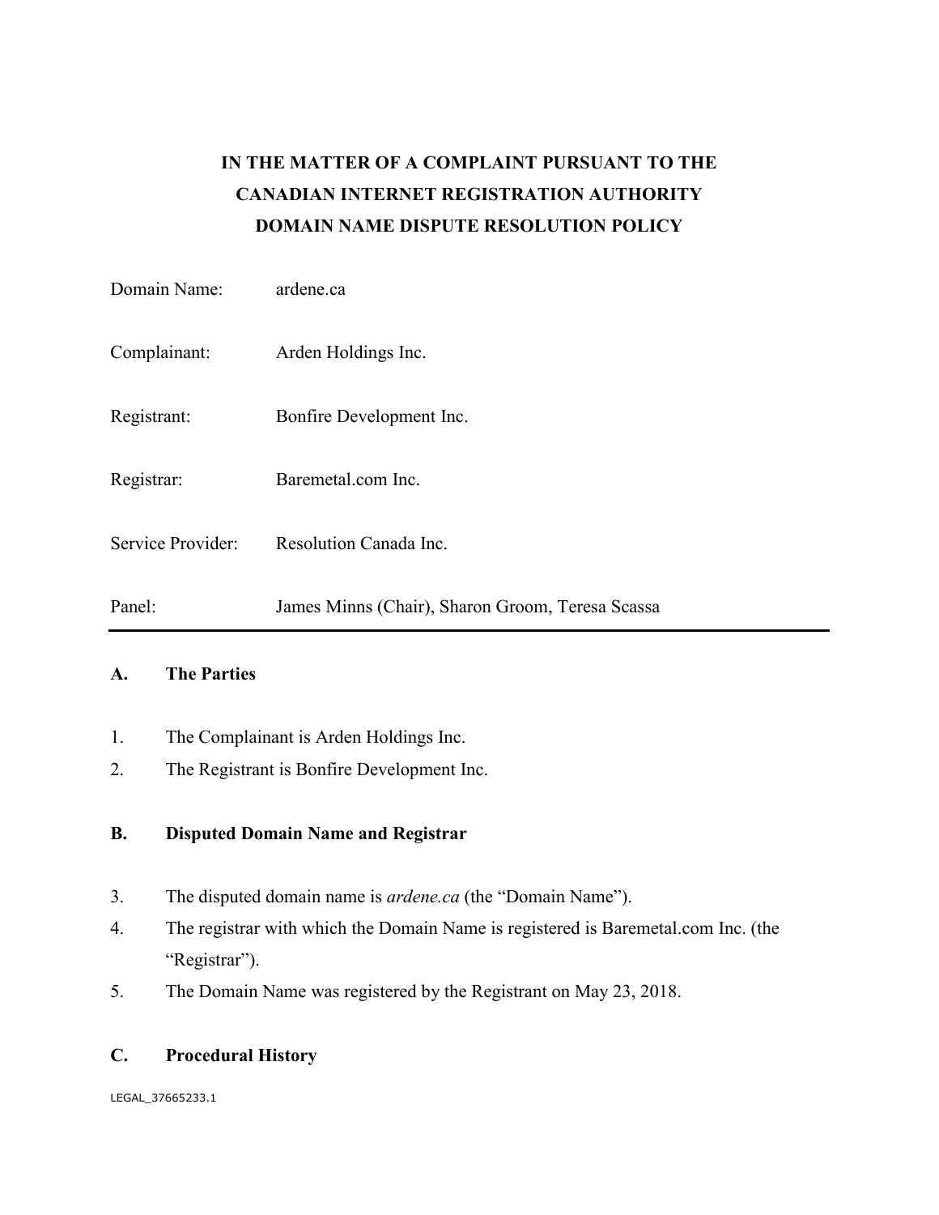**IN THE MATTER OF A COMPLAINT PURSUANT TO THE CANADIAN INTERNET REGISTRATION AUTHORITY DOMAIN NAME DISPUTE RESOLUTION POLICY**

| | |
|---|---|
| Domain Name: | ardene.ca |
| Complainant: | Arden Holdings Inc. |
| Registrant: | Bonfire Development Inc. |
| Registrar: | Baremetal.com Inc. |
| Service Provider: | Resolution Canada Inc. |
| Panel: | James Minns (Chair), Sharon Groom, Teresa Scassa |

---

## A. The Parties

1. The Complainant is Arden Holdings Inc.
2. The Registrant is Bonfire Development Inc.

## B. Disputed Domain Name and Registrar

3. The disputed domain name is *ardene.ca* (the "Domain Name").
4. The registrar with which the Domain Name is registered is Baremetal.com Inc. (the "Registrar").
5. The Domain Name was registered by the Registrant on May 23, 2018.

## C. Procedural History

LEGAL_37665233.1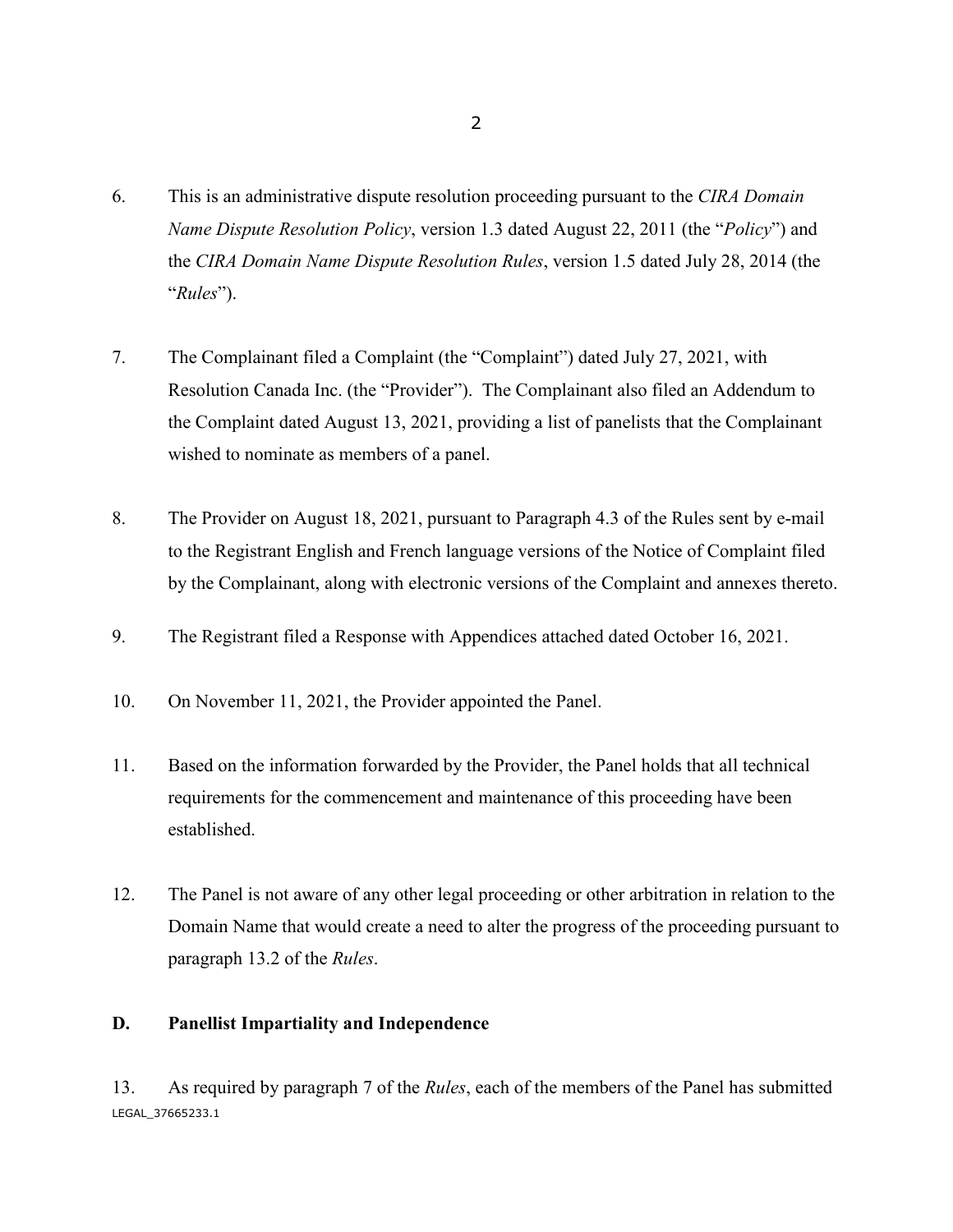6. This is an administrative dispute resolution proceeding pursuant to the *CIRA Domain Name Dispute Resolution Policy*, version 1.3 dated August 22, 2011 (the "*Policy*") and the *CIRA Domain Name Dispute Resolution Rules*, version 1.5 dated July 28, 2014 (the "*Rules*").

7. The Complainant filed a Complaint (the "Complaint") dated July 27, 2021, with Resolution Canada Inc. (the "Provider"). The Complainant also filed an Addendum to the Complaint dated August 13, 2021, providing a list of panelists that the Complainant wished to nominate as members of a panel.

8. The Provider on August 18, 2021, pursuant to Paragraph 4.3 of the Rules sent by e-mail to the Registrant English and French language versions of the Notice of Complaint filed by the Complainant, along with electronic versions of the Complaint and annexes thereto.

9. The Registrant filed a Response with Appendices attached dated October 16, 2021.

10. On November 11, 2021, the Provider appointed the Panel.

11. Based on the information forwarded by the Provider, the Panel holds that all technical requirements for the commencement and maintenance of this proceeding have been established.

12. The Panel is not aware of any other legal proceeding or other arbitration in relation to the Domain Name that would create a need to alter the progress of the proceeding pursuant to paragraph 13.2 of the *Rules*.

## D. Panellist Impartiality and Independence

13. As required by paragraph 7 of the *Rules*, each of the members of the Panel has submitted

LEGAL_37665233.1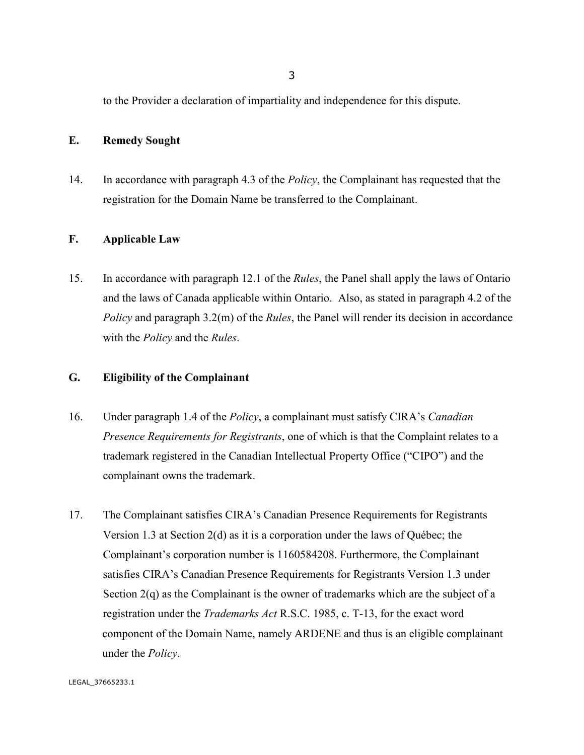to the Provider a declaration of impartiality and independence for this dispute.

## E. Remedy Sought

14. In accordance with paragraph 4.3 of the *Policy*, the Complainant has requested that the registration for the Domain Name be transferred to the Complainant.

## F. Applicable Law

15. In accordance with paragraph 12.1 of the *Rules*, the Panel shall apply the laws of Ontario and the laws of Canada applicable within Ontario. Also, as stated in paragraph 4.2 of the *Policy* and paragraph 3.2(m) of the *Rules*, the Panel will render its decision in accordance with the *Policy* and the *Rules*.

## G. Eligibility of the Complainant

16. Under paragraph 1.4 of the *Policy*, a complainant must satisfy CIRA's *Canadian Presence Requirements for Registrants*, one of which is that the Complaint relates to a trademark registered in the Canadian Intellectual Property Office ("CIPO") and the complainant owns the trademark.

17. The Complainant satisfies CIRA's Canadian Presence Requirements for Registrants Version 1.3 at Section 2(d) as it is a corporation under the laws of Québec; the Complainant's corporation number is 1160584208. Furthermore, the Complainant satisfies CIRA's Canadian Presence Requirements for Registrants Version 1.3 under Section 2(q) as the Complainant is the owner of trademarks which are the subject of a registration under the *Trademarks Act* R.S.C. 1985, c. T-13, for the exact word component of the Domain Name, namely ARDENE and thus is an eligible complainant under the *Policy*.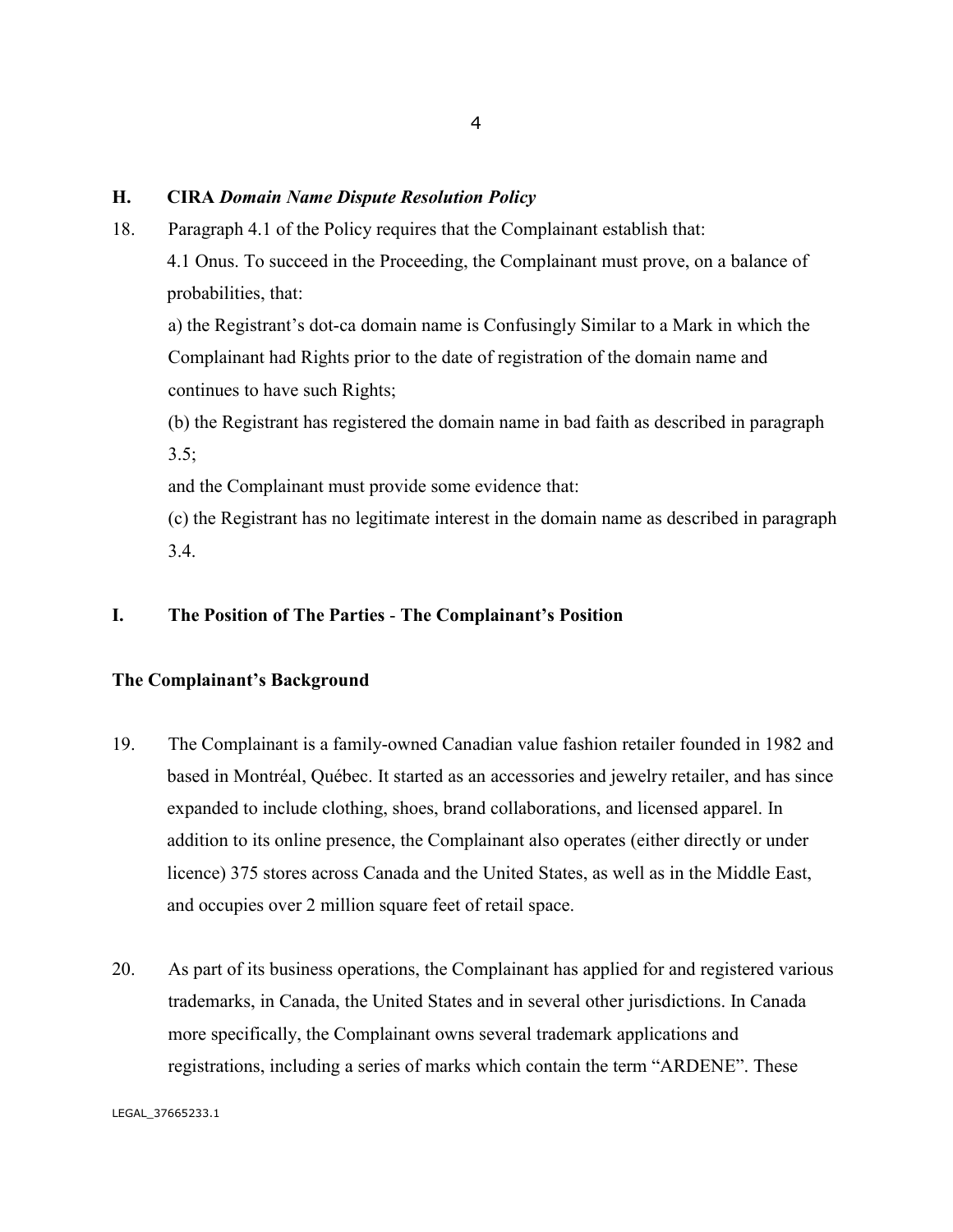## H. CIRA *Domain Name Dispute Resolution Policy*

18. Paragraph 4.1 of the Policy requires that the Complainant establish that:

    4.1 Onus. To succeed in the Proceeding, the Complainant must prove, on a balance of probabilities, that:

    a) the Registrant's dot-ca domain name is Confusingly Similar to a Mark in which the Complainant had Rights prior to the date of registration of the domain name and continues to have such Rights;

    (b) the Registrant has registered the domain name in bad faith as described in paragraph 3.5;

    and the Complainant must provide some evidence that:

    (c) the Registrant has no legitimate interest in the domain name as described in paragraph 3.4.

## I. The Position of The Parties - The Complainant's Position

### The Complainant's Background

19. The Complainant is a family-owned Canadian value fashion retailer founded in 1982 and based in Montréal, Québec. It started as an accessories and jewelry retailer, and has since expanded to include clothing, shoes, brand collaborations, and licensed apparel. In addition to its online presence, the Complainant also operates (either directly or under licence) 375 stores across Canada and the United States, as well as in the Middle East, and occupies over 2 million square feet of retail space.

20. As part of its business operations, the Complainant has applied for and registered various trademarks, in Canada, the United States and in several other jurisdictions. In Canada more specifically, the Complainant owns several trademark applications and registrations, including a series of marks which contain the term "ARDENE". These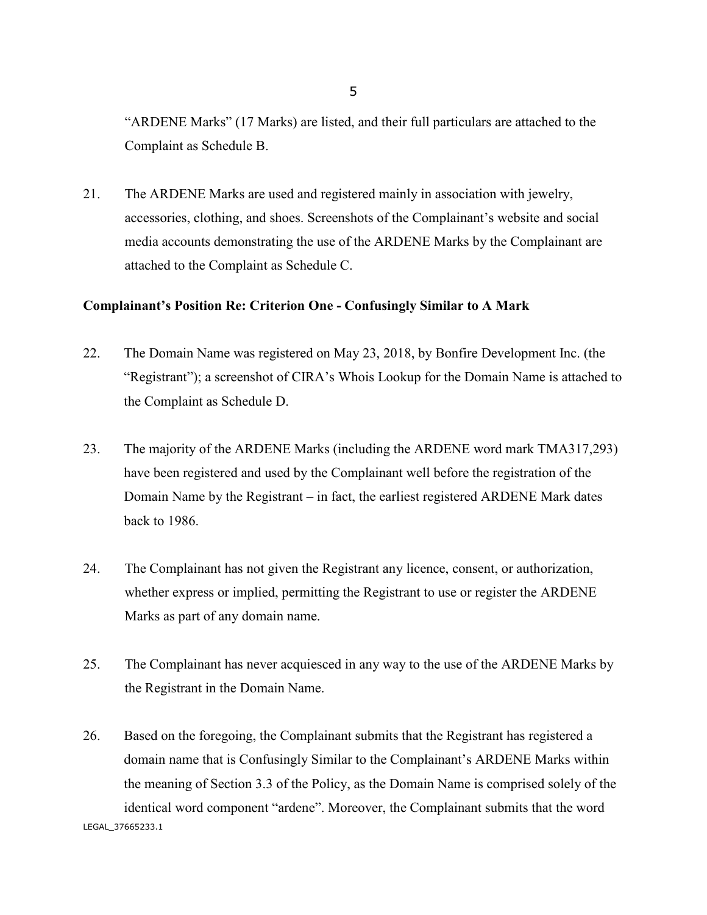"ARDENE Marks" (17 Marks) are listed, and their full particulars are attached to the Complaint as Schedule B.

21. The ARDENE Marks are used and registered mainly in association with jewelry, accessories, clothing, and shoes. Screenshots of the Complainant's website and social media accounts demonstrating the use of the ARDENE Marks by the Complainant are attached to the Complaint as Schedule C.

**Complainant's Position Re: Criterion One - Confusingly Similar to A Mark**

22. The Domain Name was registered on May 23, 2018, by Bonfire Development Inc. (the "Registrant"); a screenshot of CIRA's Whois Lookup for the Domain Name is attached to the Complaint as Schedule D.

23. The majority of the ARDENE Marks (including the ARDENE word mark TMA317,293) have been registered and used by the Complainant well before the registration of the Domain Name by the Registrant – in fact, the earliest registered ARDENE Mark dates back to 1986.

24. The Complainant has not given the Registrant any licence, consent, or authorization, whether express or implied, permitting the Registrant to use or register the ARDENE Marks as part of any domain name.

25. The Complainant has never acquiesced in any way to the use of the ARDENE Marks by the Registrant in the Domain Name.

26. Based on the foregoing, the Complainant submits that the Registrant has registered a domain name that is Confusingly Similar to the Complainant's ARDENE Marks within the meaning of Section 3.3 of the Policy, as the Domain Name is comprised solely of the identical word component "ardene". Moreover, the Complainant submits that the word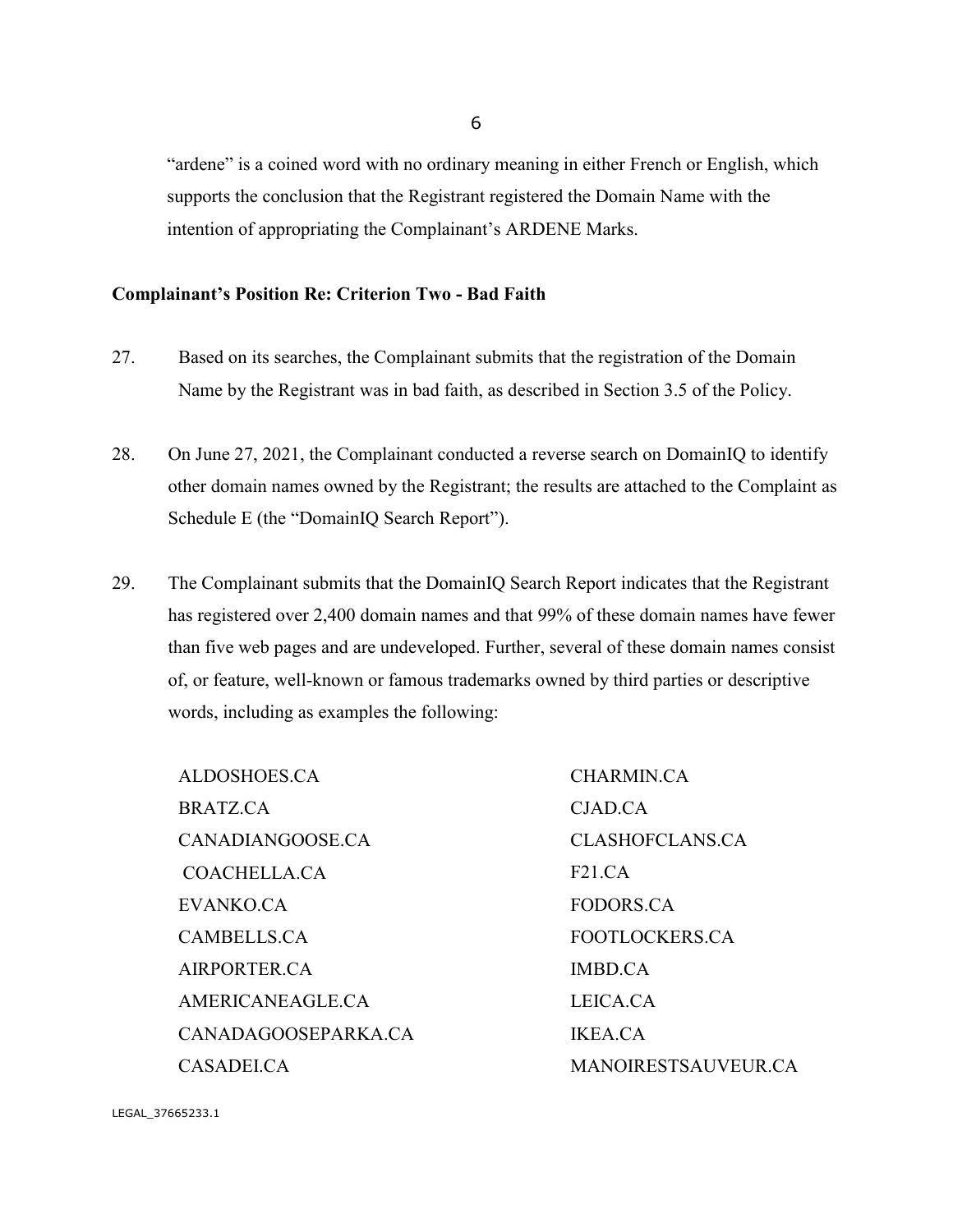"ardene" is a coined word with no ordinary meaning in either French or English, which supports the conclusion that the Registrant registered the Domain Name with the intention of appropriating the Complainant's ARDENE Marks.

**Complainant's Position Re: Criterion Two - Bad Faith**

27. Based on its searches, the Complainant submits that the registration of the Domain Name by the Registrant was in bad faith, as described in Section 3.5 of the Policy.

28. On June 27, 2021, the Complainant conducted a reverse search on DomainIQ to identify other domain names owned by the Registrant; the results are attached to the Complaint as Schedule E (the "DomainIQ Search Report").

29. The Complainant submits that the DomainIQ Search Report indicates that the Registrant has registered over 2,400 domain names and that 99% of these domain names have fewer than five web pages and are undeveloped. Further, several of these domain names consist of, or feature, well-known or famous trademarks owned by third parties or descriptive words, including as examples the following:

| | |
|---|---|
| ALDOSHOES.CA | CHARMIN.CA |
| BRATZ.CA | CJAD.CA |
| CANADIANGOOSE.CA | CLASHOFCLANS.CA |
| COACHELLA.CA | F21.CA |
| EVANKO.CA | FODORS.CA |
| CAMBELLS.CA | FOOTLOCKERS.CA |
| AIRPORTER.CA | IMBD.CA |
| AMERICANEAGLE.CA | LEICA.CA |
| CANADAGOOSEPARKA.CA | IKEA.CA |
| CASADEI.CA | MANOIRESTSAUVEUR.CA |

LEGAL_37665233.1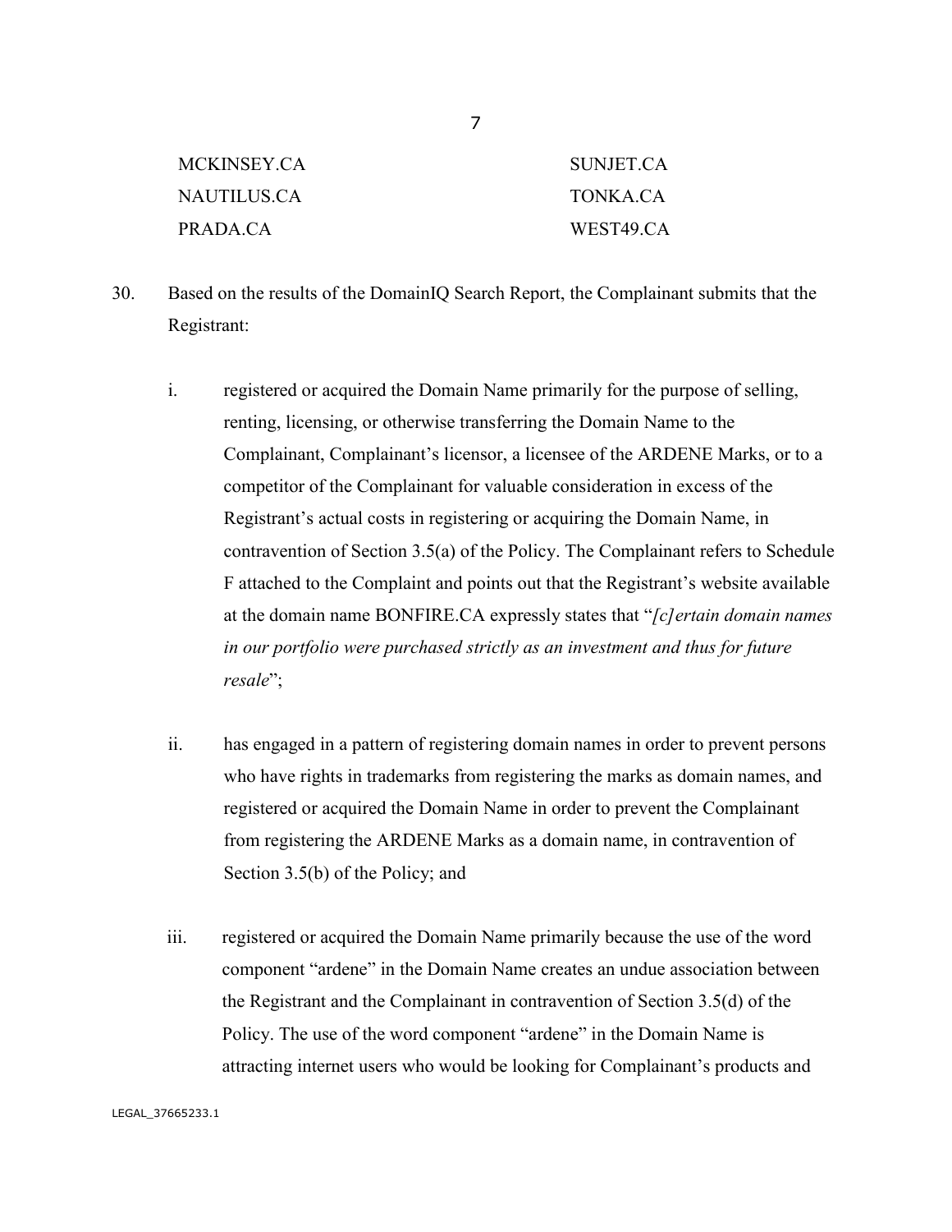| | |
|---|---|
| MCKINSEY.CA | SUNJET.CA |
| NAUTILUS.CA | TONKA.CA |
| PRADA.CA | WEST49.CA |

30. Based on the results of the DomainIQ Search Report, the Complainant submits that the Registrant:

    i. registered or acquired the Domain Name primarily for the purpose of selling, renting, licensing, or otherwise transferring the Domain Name to the Complainant, Complainant's licensor, a licensee of the ARDENE Marks, or to a competitor of the Complainant for valuable consideration in excess of the Registrant's actual costs in registering or acquiring the Domain Name, in contravention of Section 3.5(a) of the Policy. The Complainant refers to Schedule F attached to the Complaint and points out that the Registrant's website available at the domain name BONFIRE.CA expressly states that "*[c]ertain domain names in our portfolio were purchased strictly as an investment and thus for future resale*";

    ii. has engaged in a pattern of registering domain names in order to prevent persons who have rights in trademarks from registering the marks as domain names, and registered or acquired the Domain Name in order to prevent the Complainant from registering the ARDENE Marks as a domain name, in contravention of Section 3.5(b) of the Policy; and

    iii. registered or acquired the Domain Name primarily because the use of the word component "ardene" in the Domain Name creates an undue association between the Registrant and the Complainant in contravention of Section 3.5(d) of the Policy. The use of the word component "ardene" in the Domain Name is attracting internet users who would be looking for Complainant's products and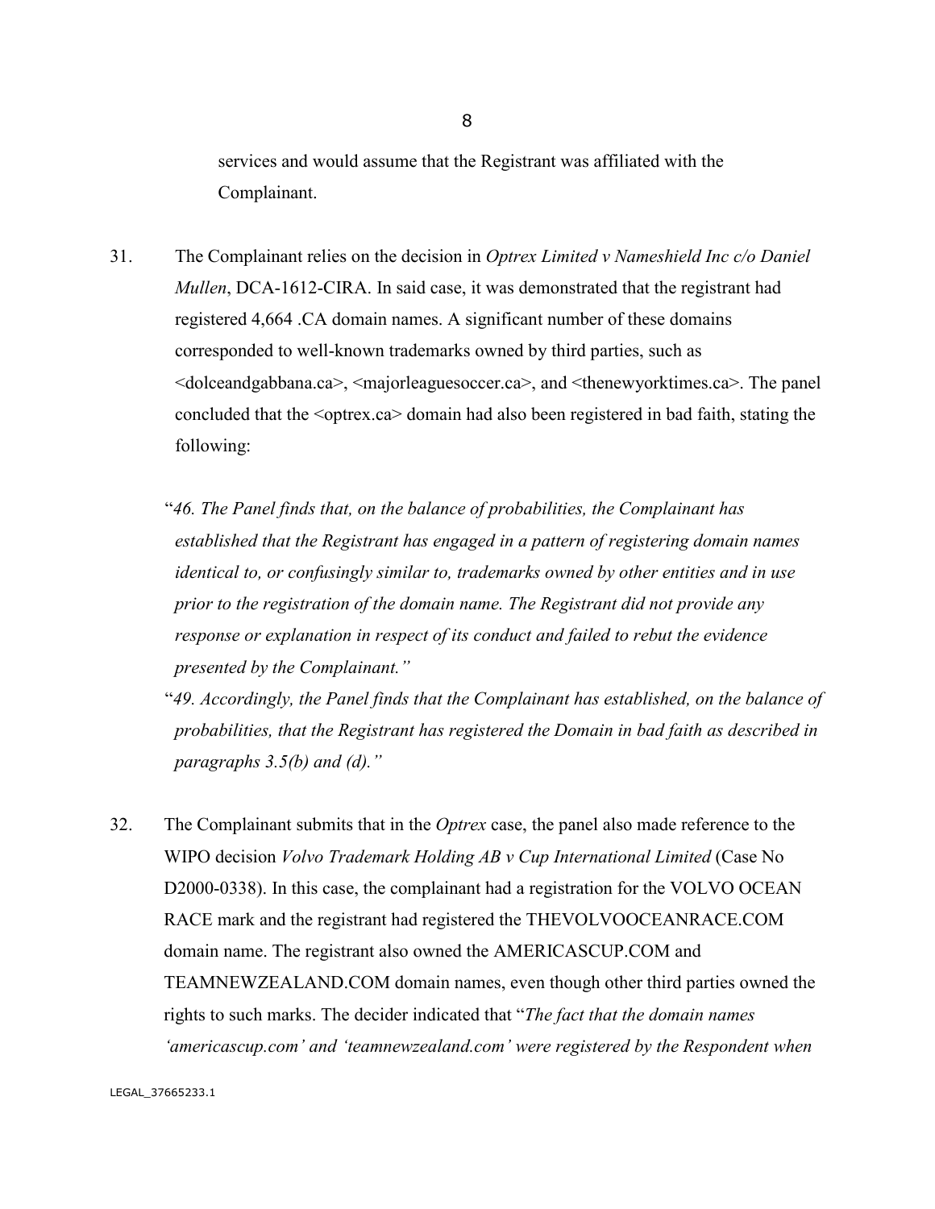services and would assume that the Registrant was affiliated with the Complainant.

31. The Complainant relies on the decision in *Optrex Limited v Nameshield Inc c/o Daniel Mullen*, DCA-1612-CIRA. In said case, it was demonstrated that the registrant had registered 4,664 .CA domain names. A significant number of these domains corresponded to well-known trademarks owned by third parties, such as <dolceandgabbana.ca>, <majorleaguesoccer.ca>, and <thenewyorktimes.ca>. The panel concluded that the <optrex.ca> domain had also been registered in bad faith, stating the following:

> "*46. The Panel finds that, on the balance of probabilities, the Complainant has established that the Registrant has engaged in a pattern of registering domain names identical to, or confusingly similar to, trademarks owned by other entities and in use prior to the registration of the domain name. The Registrant did not provide any response or explanation in respect of its conduct and failed to rebut the evidence presented by the Complainant."*
>
> "*49. Accordingly, the Panel finds that the Complainant has established, on the balance of probabilities, that the Registrant has registered the Domain in bad faith as described in paragraphs 3.5(b) and (d)."*

32. The Complainant submits that in the *Optrex* case, the panel also made reference to the WIPO decision *Volvo Trademark Holding AB v Cup International Limited* (Case No D2000-0338). In this case, the complainant had a registration for the VOLVO OCEAN RACE mark and the registrant had registered the THEVOLVOOCEANRACE.COM domain name. The registrant also owned the AMERICASCUP.COM and TEAMNEWZEALAND.COM domain names, even though other third parties owned the rights to such marks. The decider indicated that "*The fact that the domain names 'americascup.com' and 'teamnewzealand.com' were registered by the Respondent when*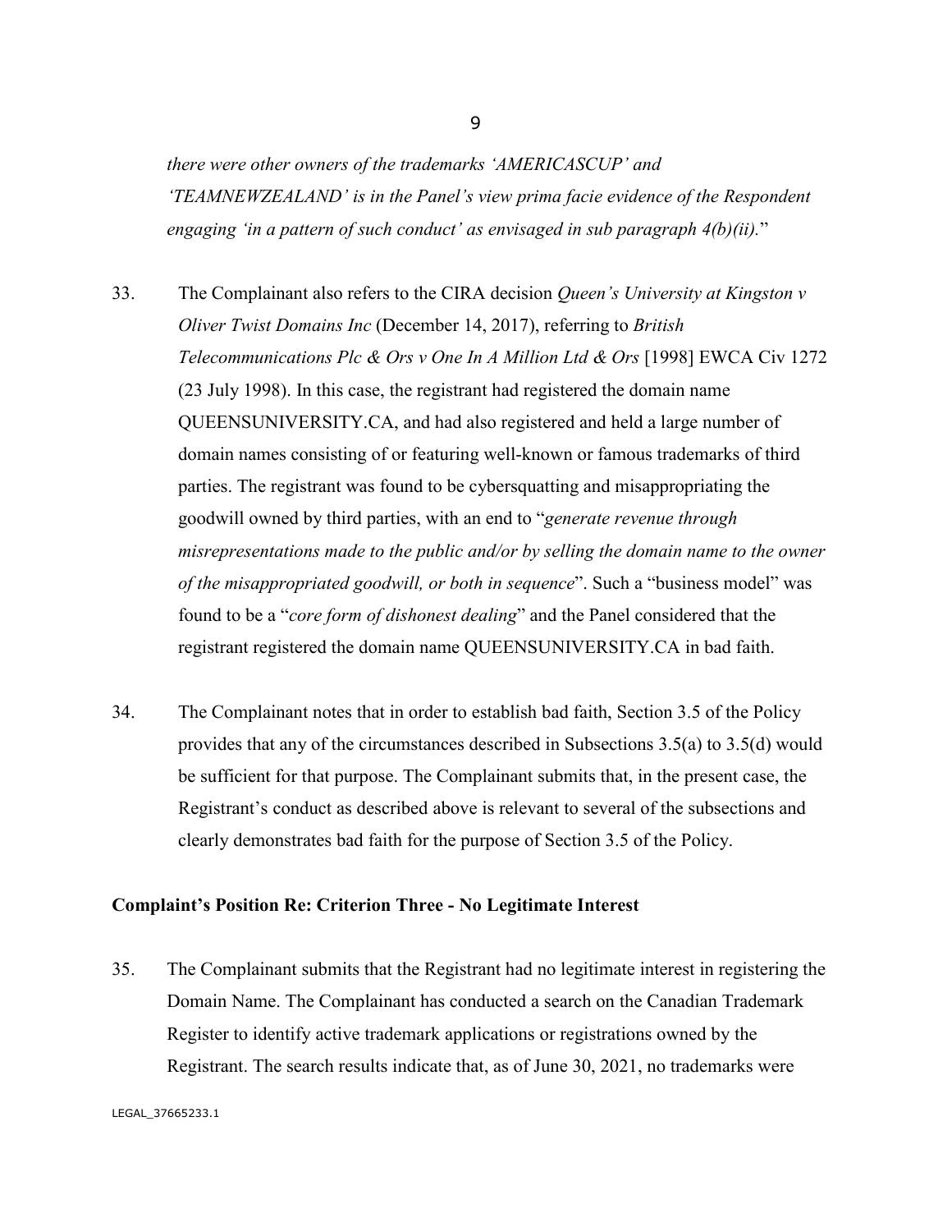*there were other owners of the trademarks 'AMERICASCUP' and 'TEAMNEWZEALAND' is in the Panel's view prima facie evidence of the Respondent engaging 'in a pattern of such conduct' as envisaged in sub paragraph 4(b)(ii).*"

33. The Complainant also refers to the CIRA decision *Queen's University at Kingston v Oliver Twist Domains Inc* (December 14, 2017), referring to *British Telecommunications Plc & Ors v One In A Million Ltd & Ors* [1998] EWCA Civ 1272 (23 July 1998). In this case, the registrant had registered the domain name QUEENSUNIVERSITY.CA, and had also registered and held a large number of domain names consisting of or featuring well-known or famous trademarks of third parties. The registrant was found to be cybersquatting and misappropriating the goodwill owned by third parties, with an end to "*generate revenue through misrepresentations made to the public and/or by selling the domain name to the owner of the misappropriated goodwill, or both in sequence*". Such a "business model" was found to be a "*core form of dishonest dealing*" and the Panel considered that the registrant registered the domain name QUEENSUNIVERSITY.CA in bad faith.

34. The Complainant notes that in order to establish bad faith, Section 3.5 of the Policy provides that any of the circumstances described in Subsections 3.5(a) to 3.5(d) would be sufficient for that purpose. The Complainant submits that, in the present case, the Registrant's conduct as described above is relevant to several of the subsections and clearly demonstrates bad faith for the purpose of Section 3.5 of the Policy.

**Complaint's Position Re: Criterion Three - No Legitimate Interest**

35. The Complainant submits that the Registrant had no legitimate interest in registering the Domain Name. The Complainant has conducted a search on the Canadian Trademark Register to identify active trademark applications or registrations owned by the Registrant. The search results indicate that, as of June 30, 2021, no trademarks were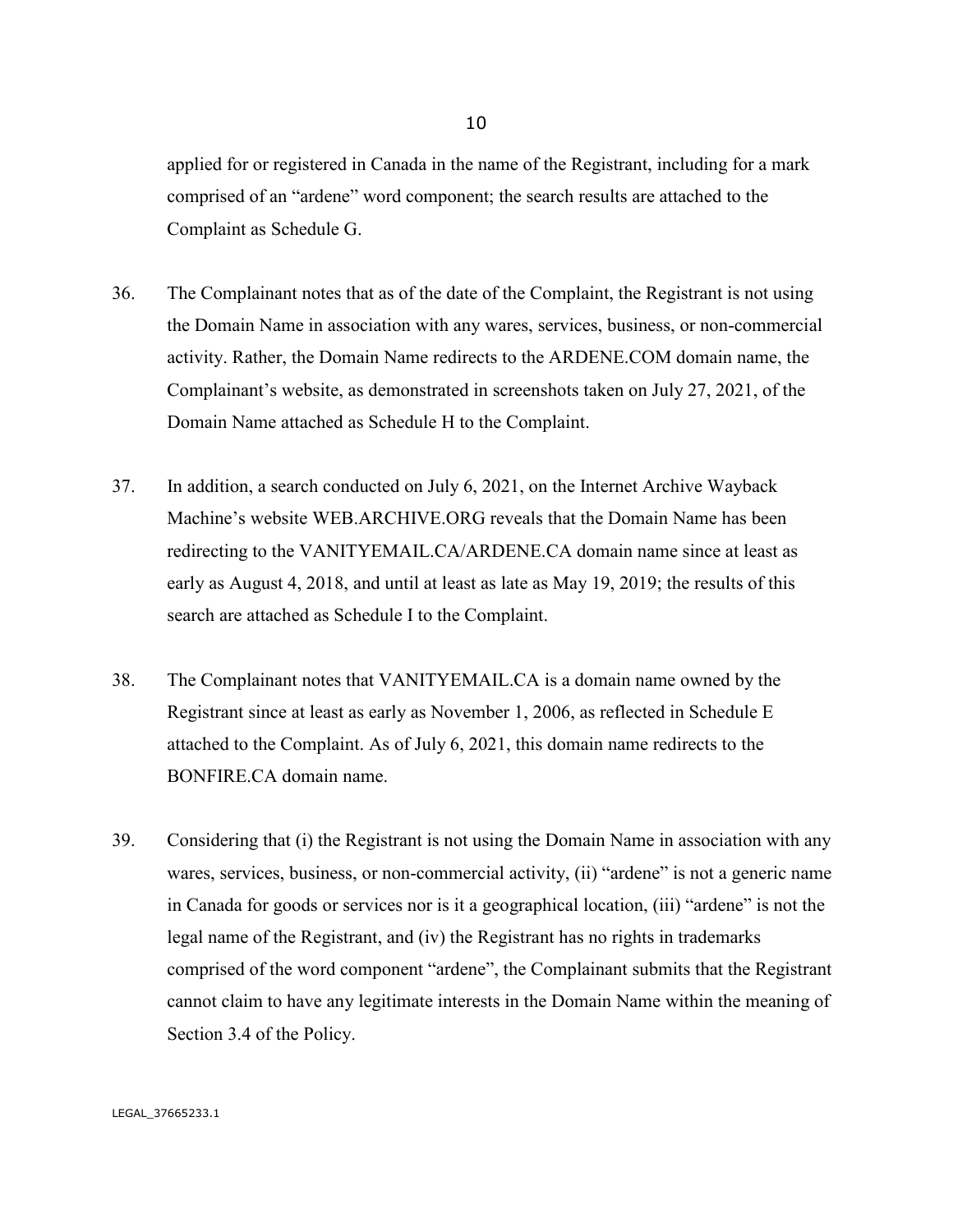applied for or registered in Canada in the name of the Registrant, including for a mark comprised of an "ardene" word component; the search results are attached to the Complaint as Schedule G.

36. The Complainant notes that as of the date of the Complaint, the Registrant is not using the Domain Name in association with any wares, services, business, or non-commercial activity. Rather, the Domain Name redirects to the ARDENE.COM domain name, the Complainant's website, as demonstrated in screenshots taken on July 27, 2021, of the Domain Name attached as Schedule H to the Complaint.

37. In addition, a search conducted on July 6, 2021, on the Internet Archive Wayback Machine's website WEB.ARCHIVE.ORG reveals that the Domain Name has been redirecting to the VANITYEMAIL.CA/ARDENE.CA domain name since at least as early as August 4, 2018, and until at least as late as May 19, 2019; the results of this search are attached as Schedule I to the Complaint.

38. The Complainant notes that VANITYEMAIL.CA is a domain name owned by the Registrant since at least as early as November 1, 2006, as reflected in Schedule E attached to the Complaint. As of July 6, 2021, this domain name redirects to the BONFIRE.CA domain name.

39. Considering that (i) the Registrant is not using the Domain Name in association with any wares, services, business, or non-commercial activity, (ii) "ardene" is not a generic name in Canada for goods or services nor is it a geographical location, (iii) "ardene" is not the legal name of the Registrant, and (iv) the Registrant has no rights in trademarks comprised of the word component "ardene", the Complainant submits that the Registrant cannot claim to have any legitimate interests in the Domain Name within the meaning of Section 3.4 of the Policy.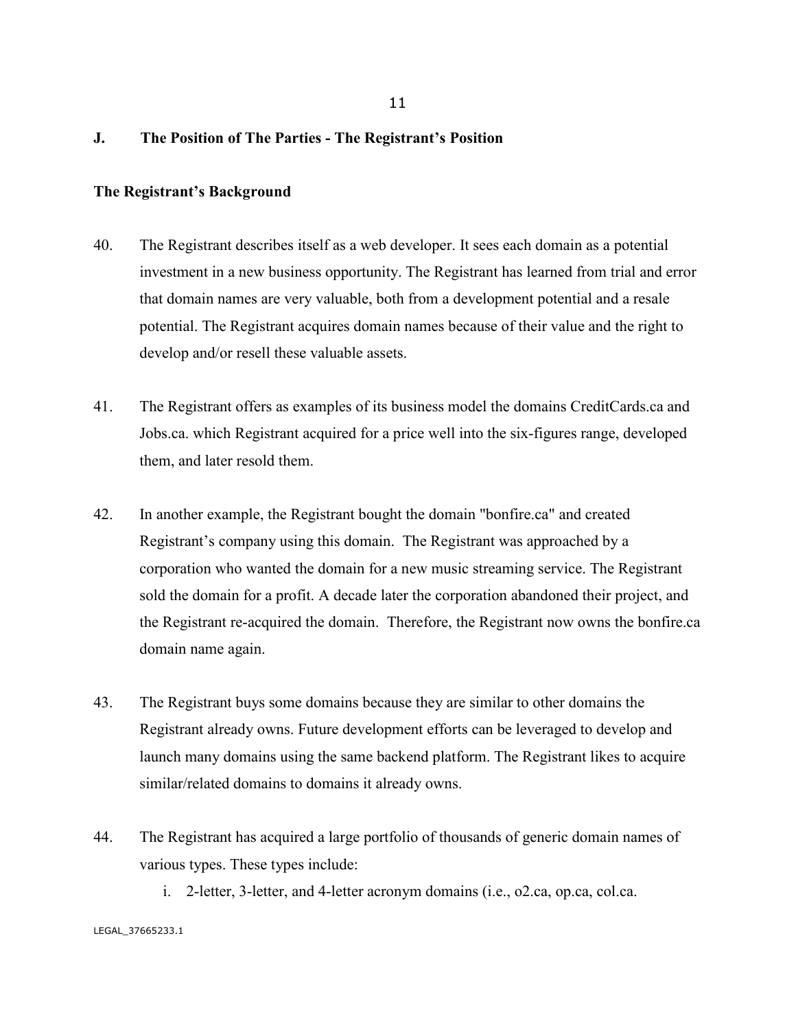## J. The Position of The Parties - The Registrant's Position

### The Registrant's Background

40. The Registrant describes itself as a web developer. It sees each domain as a potential investment in a new business opportunity. The Registrant has learned from trial and error that domain names are very valuable, both from a development potential and a resale potential. The Registrant acquires domain names because of their value and the right to develop and/or resell these valuable assets.

41. The Registrant offers as examples of its business model the domains CreditCards.ca and Jobs.ca. which Registrant acquired for a price well into the six-figures range, developed them, and later resold them.

42. In another example, the Registrant bought the domain "bonfire.ca" and created Registrant's company using this domain. The Registrant was approached by a corporation who wanted the domain for a new music streaming service. The Registrant sold the domain for a profit. A decade later the corporation abandoned their project, and the Registrant re-acquired the domain. Therefore, the Registrant now owns the bonfire.ca domain name again.

43. The Registrant buys some domains because they are similar to other domains the Registrant already owns. Future development efforts can be leveraged to develop and launch many domains using the same backend platform. The Registrant likes to acquire similar/related domains to domains it already owns.

44. The Registrant has acquired a large portfolio of thousands of generic domain names of various types. These types include:

    i. 2-letter, 3-letter, and 4-letter acronym domains (i.e., o2.ca, op.ca, col.ca.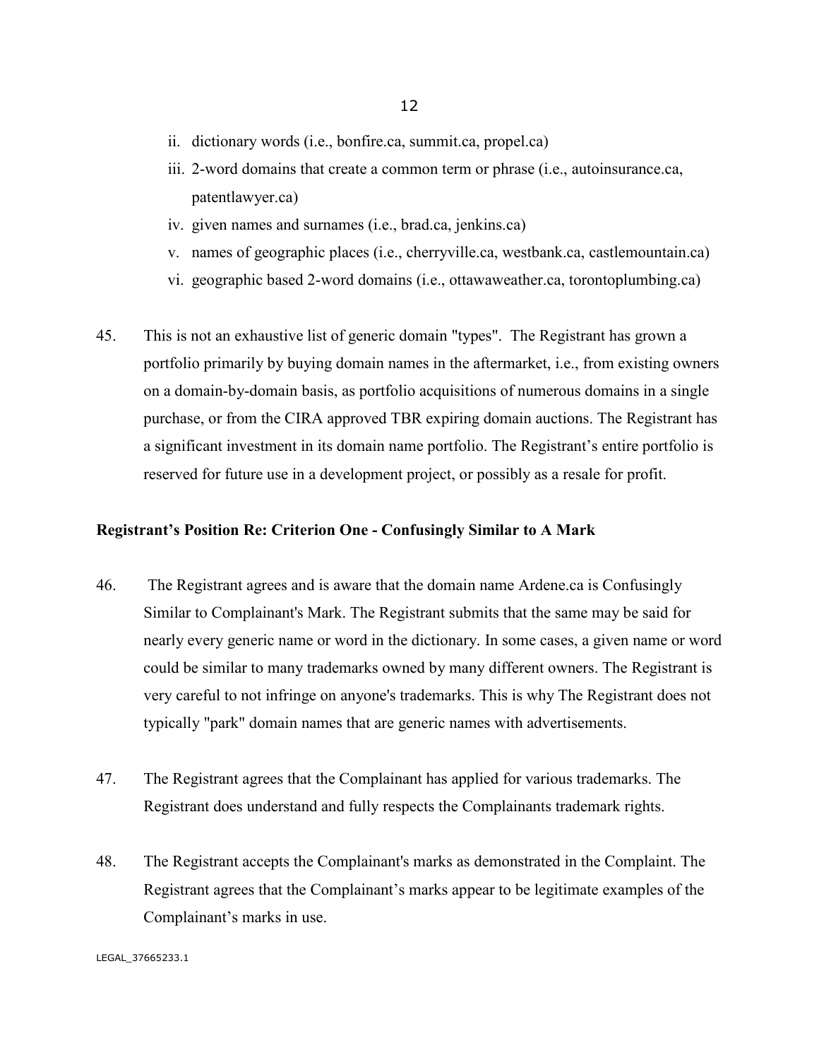ii. dictionary words (i.e., bonfire.ca, summit.ca, propel.ca)

iii. 2-word domains that create a common term or phrase (i.e., autoinsurance.ca, patentlawyer.ca)

iv. given names and surnames (i.e., brad.ca, jenkins.ca)

v. names of geographic places (i.e., cherryville.ca, westbank.ca, castlemountain.ca)

vi. geographic based 2-word domains (i.e., ottawaweather.ca, torontoplumbing.ca)

45. This is not an exhaustive list of generic domain "types". The Registrant has grown a portfolio primarily by buying domain names in the aftermarket, i.e., from existing owners on a domain-by-domain basis, as portfolio acquisitions of numerous domains in a single purchase, or from the CIRA approved TBR expiring domain auctions. The Registrant has a significant investment in its domain name portfolio. The Registrant's entire portfolio is reserved for future use in a development project, or possibly as a resale for profit.

**Registrant's Position Re: Criterion One - Confusingly Similar to A Mark**

46. The Registrant agrees and is aware that the domain name Ardene.ca is Confusingly Similar to Complainant's Mark. The Registrant submits that the same may be said for nearly every generic name or word in the dictionary. In some cases, a given name or word could be similar to many trademarks owned by many different owners. The Registrant is very careful to not infringe on anyone's trademarks. This is why The Registrant does not typically "park" domain names that are generic names with advertisements.

47. The Registrant agrees that the Complainant has applied for various trademarks. The Registrant does understand and fully respects the Complainants trademark rights.

48. The Registrant accepts the Complainant's marks as demonstrated in the Complaint. The Registrant agrees that the Complainant's marks appear to be legitimate examples of the Complainant's marks in use.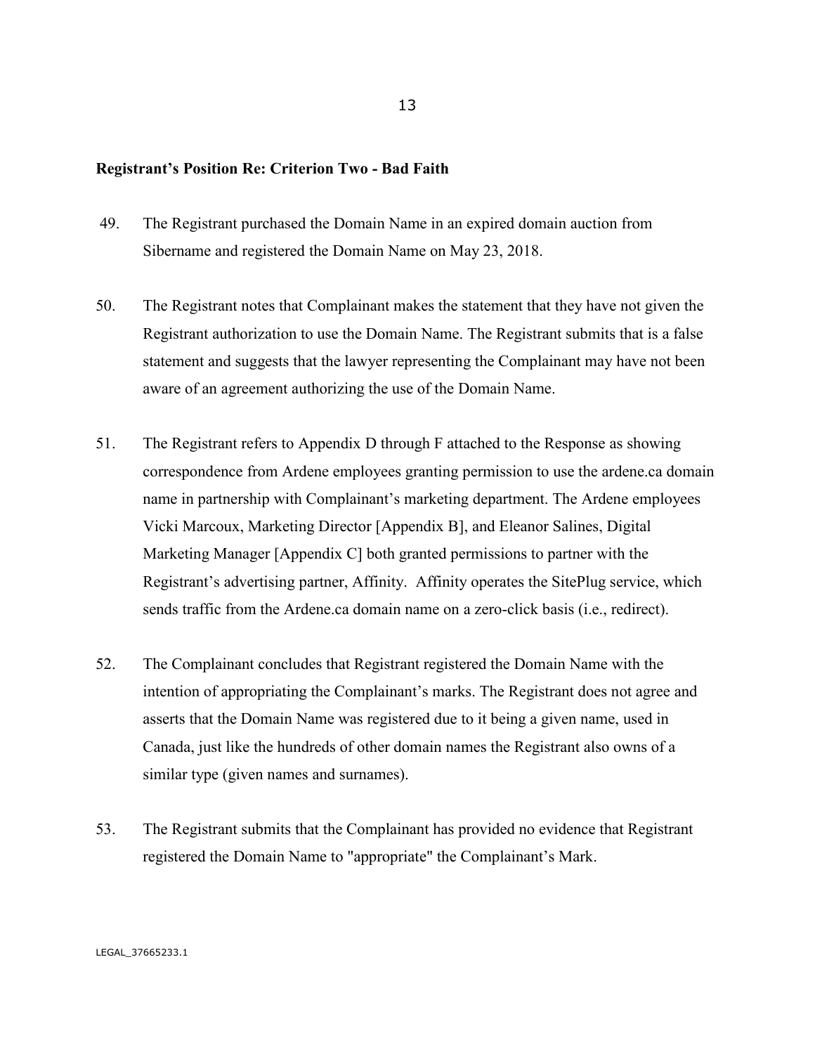**Registrant's Position Re: Criterion Two - Bad Faith**

49. The Registrant purchased the Domain Name in an expired domain auction from Sibername and registered the Domain Name on May 23, 2018.

50. The Registrant notes that Complainant makes the statement that they have not given the Registrant authorization to use the Domain Name. The Registrant submits that is a false statement and suggests that the lawyer representing the Complainant may have not been aware of an agreement authorizing the use of the Domain Name.

51. The Registrant refers to Appendix D through F attached to the Response as showing correspondence from Ardene employees granting permission to use the ardene.ca domain name in partnership with Complainant's marketing department. The Ardene employees Vicki Marcoux, Marketing Director [Appendix B], and Eleanor Salines, Digital Marketing Manager [Appendix C] both granted permissions to partner with the Registrant's advertising partner, Affinity. Affinity operates the SitePlug service, which sends traffic from the Ardene.ca domain name on a zero-click basis (i.e., redirect).

52. The Complainant concludes that Registrant registered the Domain Name with the intention of appropriating the Complainant's marks. The Registrant does not agree and asserts that the Domain Name was registered due to it being a given name, used in Canada, just like the hundreds of other domain names the Registrant also owns of a similar type (given names and surnames).

53. The Registrant submits that the Complainant has provided no evidence that Registrant registered the Domain Name to "appropriate" the Complainant's Mark.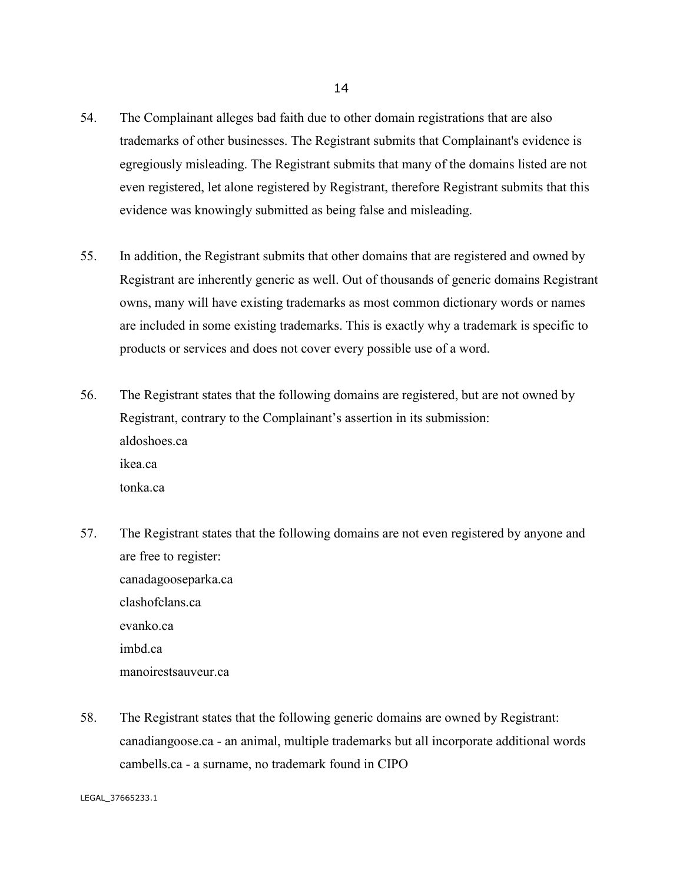54. The Complainant alleges bad faith due to other domain registrations that are also trademarks of other businesses. The Registrant submits that Complainant's evidence is egregiously misleading. The Registrant submits that many of the domains listed are not even registered, let alone registered by Registrant, therefore Registrant submits that this evidence was knowingly submitted as being false and misleading.

55. In addition, the Registrant submits that other domains that are registered and owned by Registrant are inherently generic as well. Out of thousands of generic domains Registrant owns, many will have existing trademarks as most common dictionary words or names are included in some existing trademarks. This is exactly why a trademark is specific to products or services and does not cover every possible use of a word.

56. The Registrant states that the following domains are registered, but are not owned by Registrant, contrary to the Complainant's assertion in its submission:
aldoshoes.ca
ikea.ca
tonka.ca

57. The Registrant states that the following domains are not even registered by anyone and are free to register:
canadagooseparka.ca
clashofclans.ca
evanko.ca
imbd.ca
manoirestsauveur.ca

58. The Registrant states that the following generic domains are owned by Registrant:
canadiangoose.ca - an animal, multiple trademarks but all incorporate additional words
cambells.ca - a surname, no trademark found in CIPO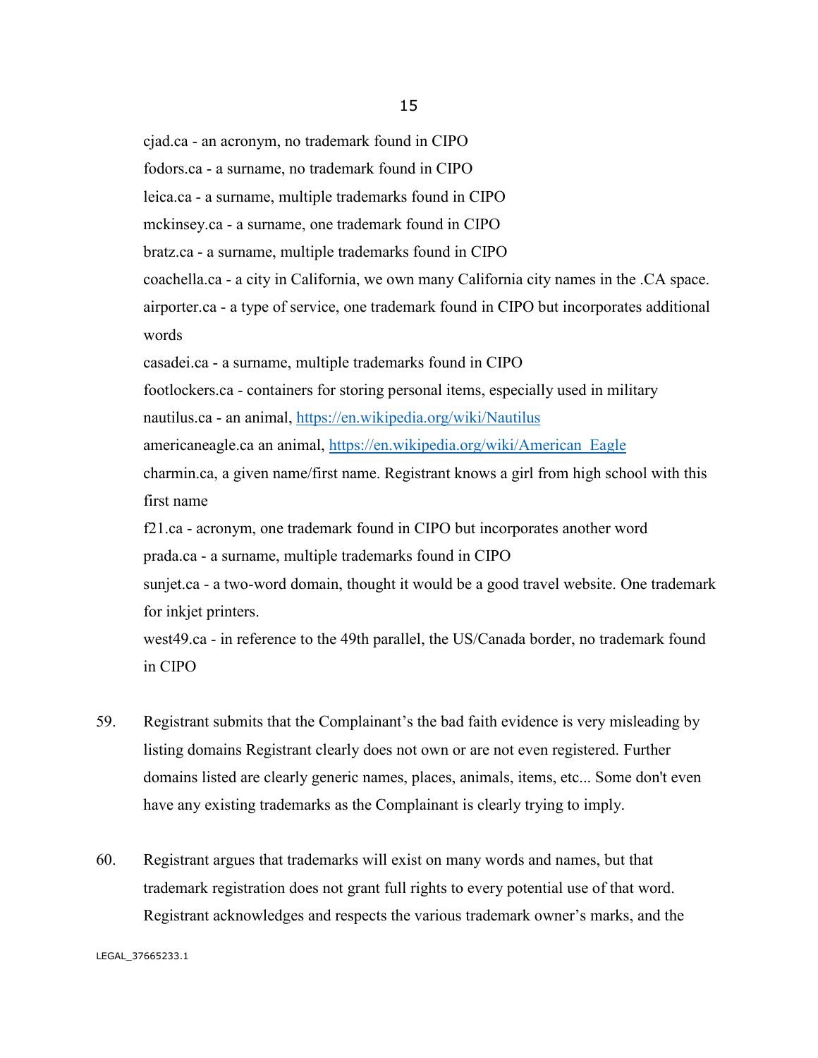cjad.ca - an acronym, no trademark found in CIPO

fodors.ca - a surname, no trademark found in CIPO

leica.ca - a surname, multiple trademarks found in CIPO

mckinsey.ca - a surname, one trademark found in CIPO

bratz.ca - a surname, multiple trademarks found in CIPO

coachella.ca - a city in California, we own many California city names in the .CA space.

airporter.ca - a type of service, one trademark found in CIPO but incorporates additional words

casadei.ca - a surname, multiple trademarks found in CIPO

footlockers.ca - containers for storing personal items, especially used in military

nautilus.ca - an animal, https://en.wikipedia.org/wiki/Nautilus

americaneagle.ca an animal, https://en.wikipedia.org/wiki/American_Eagle

charmin.ca, a given name/first name. Registrant knows a girl from high school with this first name

f21.ca - acronym, one trademark found in CIPO but incorporates another word

prada.ca - a surname, multiple trademarks found in CIPO

sunjet.ca - a two-word domain, thought it would be a good travel website. One trademark for inkjet printers.

west49.ca - in reference to the 49th parallel, the US/Canada border, no trademark found in CIPO

59. Registrant submits that the Complainant's the bad faith evidence is very misleading by listing domains Registrant clearly does not own or are not even registered. Further domains listed are clearly generic names, places, animals, items, etc... Some don't even have any existing trademarks as the Complainant is clearly trying to imply.

60. Registrant argues that trademarks will exist on many words and names, but that trademark registration does not grant full rights to every potential use of that word. Registrant acknowledges and respects the various trademark owner's marks, and the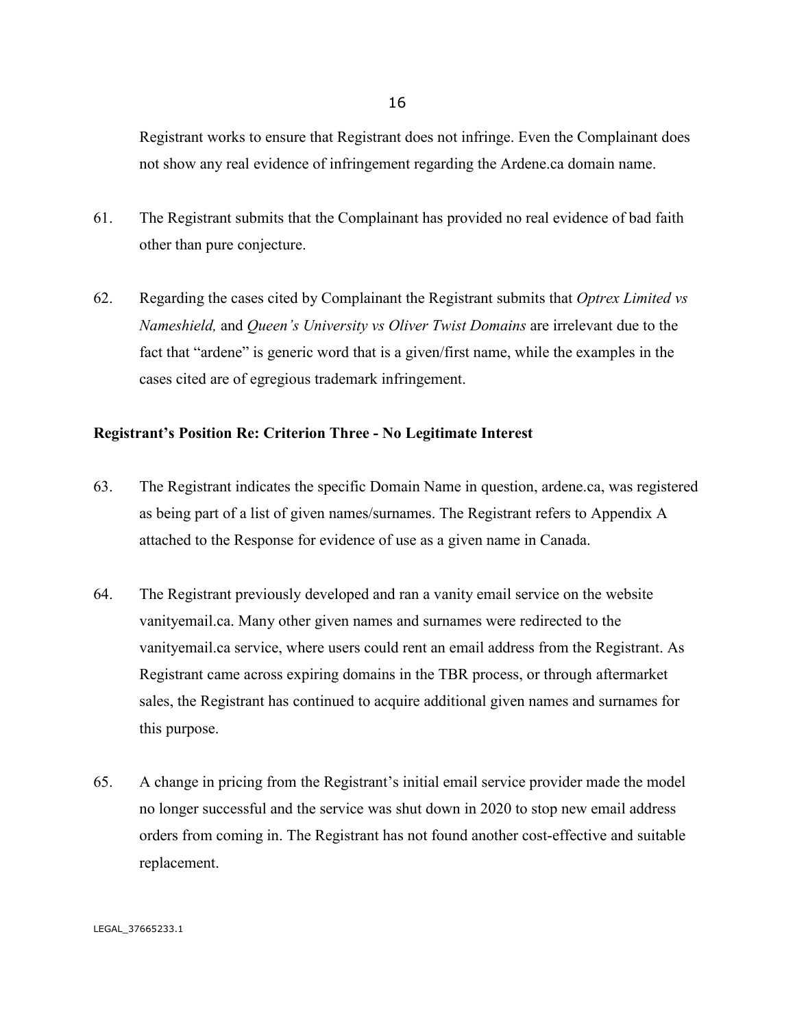Registrant works to ensure that Registrant does not infringe. Even the Complainant does not show any real evidence of infringement regarding the Ardene.ca domain name.

61. The Registrant submits that the Complainant has provided no real evidence of bad faith other than pure conjecture.

62. Regarding the cases cited by Complainant the Registrant submits that *Optrex Limited vs Nameshield,* and *Queen's University vs Oliver Twist Domains* are irrelevant due to the fact that "ardene" is generic word that is a given/first name, while the examples in the cases cited are of egregious trademark infringement.

**Registrant's Position Re: Criterion Three - No Legitimate Interest**

63. The Registrant indicates the specific Domain Name in question, ardene.ca, was registered as being part of a list of given names/surnames. The Registrant refers to Appendix A attached to the Response for evidence of use as a given name in Canada.

64. The Registrant previously developed and ran a vanity email service on the website vanityemail.ca. Many other given names and surnames were redirected to the vanityemail.ca service, where users could rent an email address from the Registrant. As Registrant came across expiring domains in the TBR process, or through aftermarket sales, the Registrant has continued to acquire additional given names and surnames for this purpose.

65. A change in pricing from the Registrant's initial email service provider made the model no longer successful and the service was shut down in 2020 to stop new email address orders from coming in. The Registrant has not found another cost-effective and suitable replacement.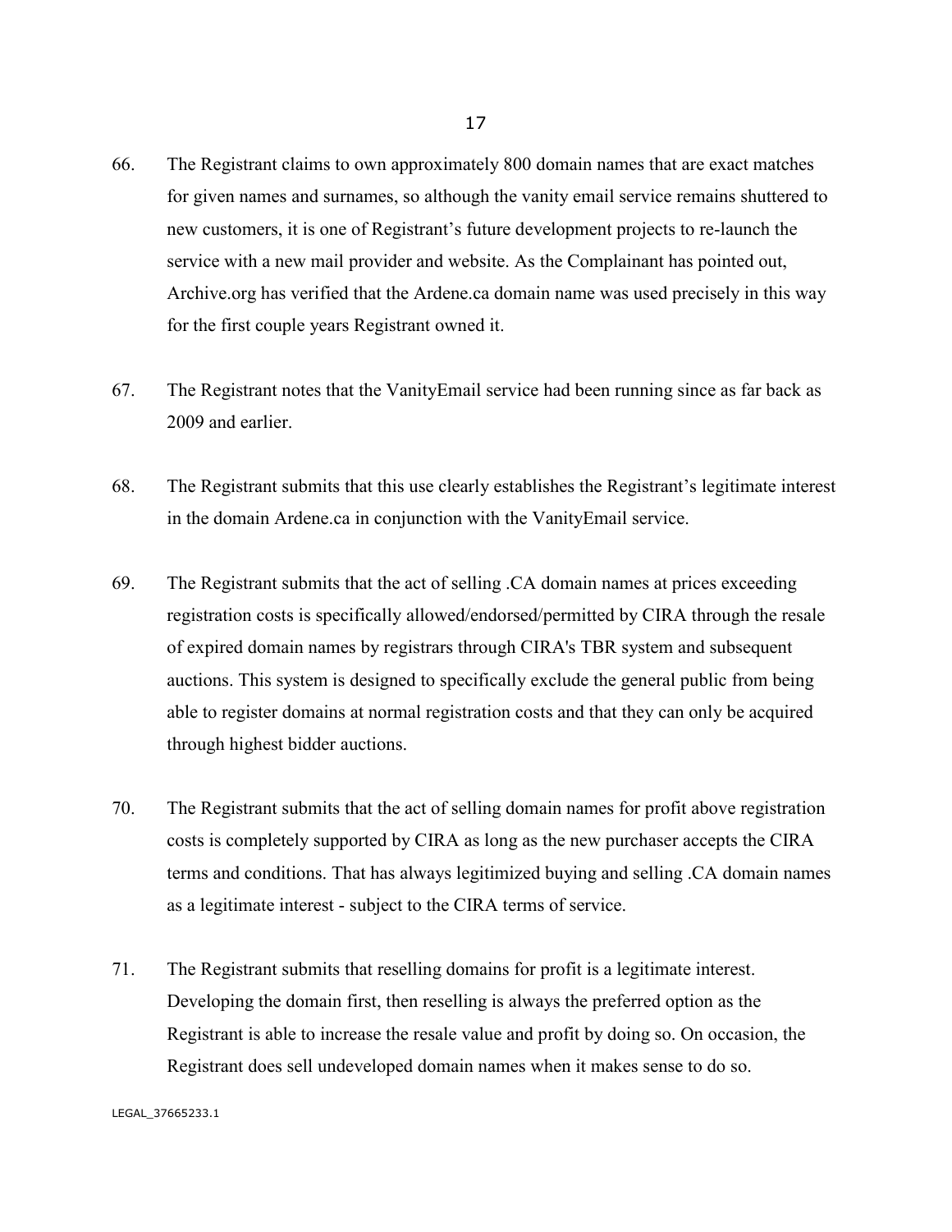66. The Registrant claims to own approximately 800 domain names that are exact matches for given names and surnames, so although the vanity email service remains shuttered to new customers, it is one of Registrant's future development projects to re-launch the service with a new mail provider and website. As the Complainant has pointed out, Archive.org has verified that the Ardene.ca domain name was used precisely in this way for the first couple years Registrant owned it.

67. The Registrant notes that the VanityEmail service had been running since as far back as 2009 and earlier.

68. The Registrant submits that this use clearly establishes the Registrant's legitimate interest in the domain Ardene.ca in conjunction with the VanityEmail service.

69. The Registrant submits that the act of selling .CA domain names at prices exceeding registration costs is specifically allowed/endorsed/permitted by CIRA through the resale of expired domain names by registrars through CIRA's TBR system and subsequent auctions. This system is designed to specifically exclude the general public from being able to register domains at normal registration costs and that they can only be acquired through highest bidder auctions.

70. The Registrant submits that the act of selling domain names for profit above registration costs is completely supported by CIRA as long as the new purchaser accepts the CIRA terms and conditions. That has always legitimized buying and selling .CA domain names as a legitimate interest - subject to the CIRA terms of service.

71. The Registrant submits that reselling domains for profit is a legitimate interest. Developing the domain first, then reselling is always the preferred option as the Registrant is able to increase the resale value and profit by doing so. On occasion, the Registrant does sell undeveloped domain names when it makes sense to do so.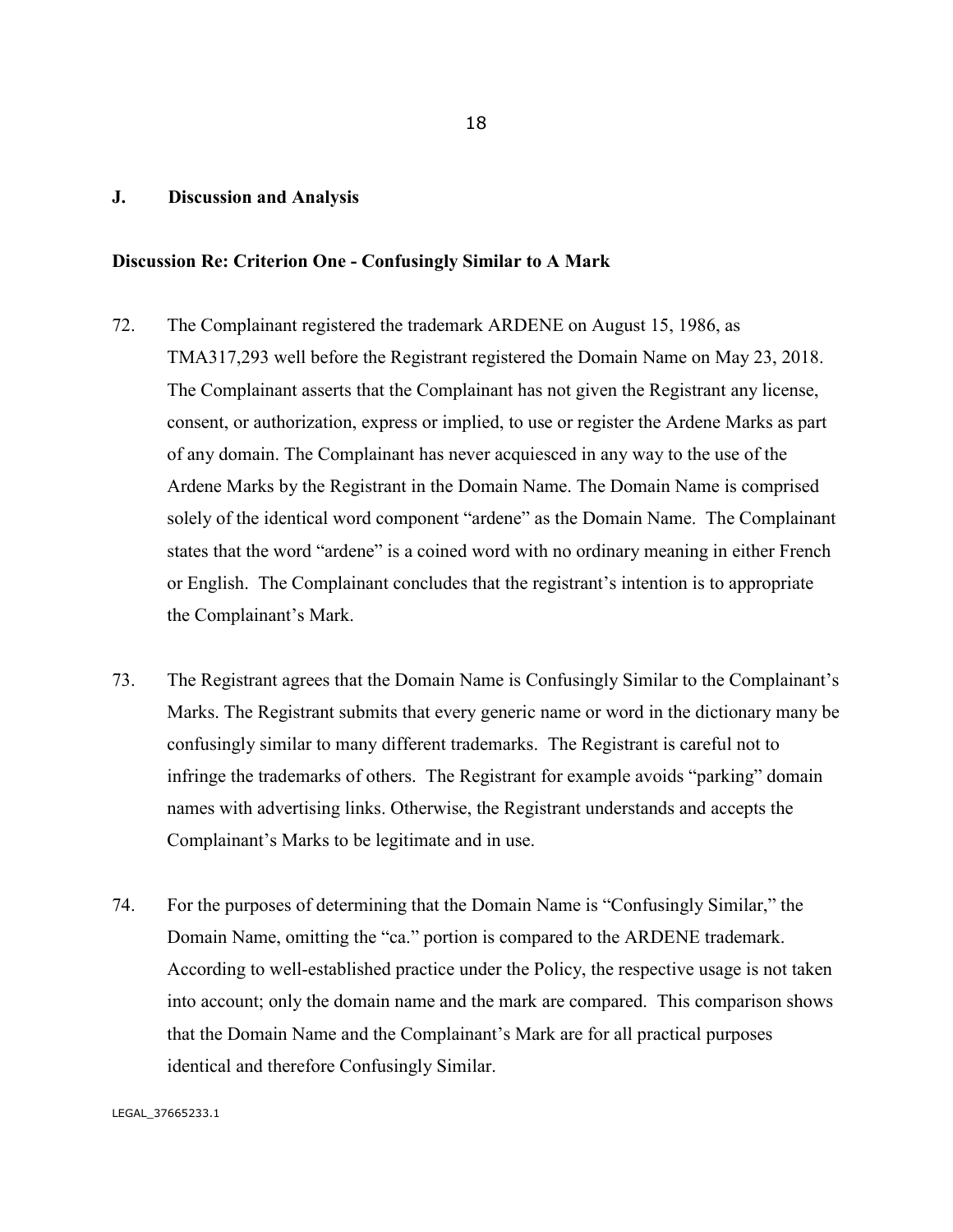## J. Discussion and Analysis

### Discussion Re: Criterion One - Confusingly Similar to A Mark

72. The Complainant registered the trademark ARDENE on August 15, 1986, as TMA317,293 well before the Registrant registered the Domain Name on May 23, 2018. The Complainant asserts that the Complainant has not given the Registrant any license, consent, or authorization, express or implied, to use or register the Ardene Marks as part of any domain. The Complainant has never acquiesced in any way to the use of the Ardene Marks by the Registrant in the Domain Name. The Domain Name is comprised solely of the identical word component "ardene" as the Domain Name. The Complainant states that the word "ardene" is a coined word with no ordinary meaning in either French or English. The Complainant concludes that the registrant's intention is to appropriate the Complainant's Mark.

73. The Registrant agrees that the Domain Name is Confusingly Similar to the Complainant's Marks. The Registrant submits that every generic name or word in the dictionary many be confusingly similar to many different trademarks. The Registrant is careful not to infringe the trademarks of others. The Registrant for example avoids "parking" domain names with advertising links. Otherwise, the Registrant understands and accepts the Complainant's Marks to be legitimate and in use.

74. For the purposes of determining that the Domain Name is "Confusingly Similar," the Domain Name, omitting the "ca." portion is compared to the ARDENE trademark. According to well-established practice under the Policy, the respective usage is not taken into account; only the domain name and the mark are compared. This comparison shows that the Domain Name and the Complainant's Mark are for all practical purposes identical and therefore Confusingly Similar.

LEGAL_37665233.1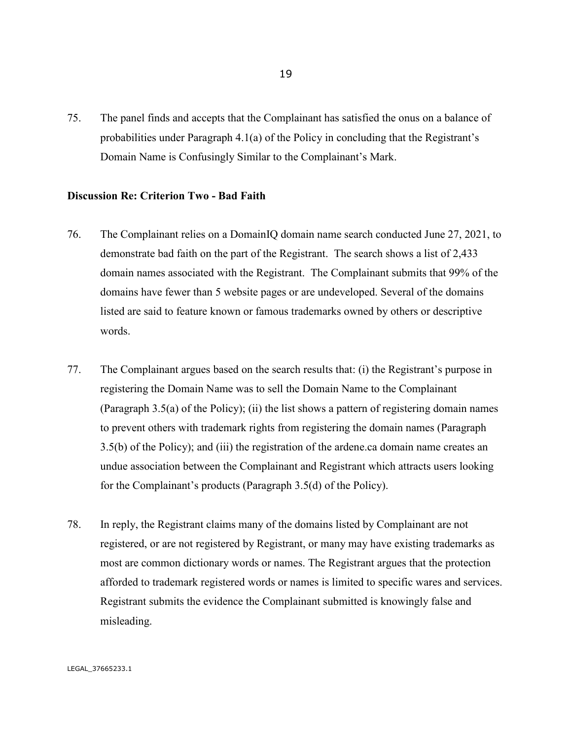75. The panel finds and accepts that the Complainant has satisfied the onus on a balance of probabilities under Paragraph 4.1(a) of the Policy in concluding that the Registrant's Domain Name is Confusingly Similar to the Complainant's Mark.

**Discussion Re: Criterion Two - Bad Faith**

76. The Complainant relies on a DomainIQ domain name search conducted June 27, 2021, to demonstrate bad faith on the part of the Registrant. The search shows a list of 2,433 domain names associated with the Registrant. The Complainant submits that 99% of the domains have fewer than 5 website pages or are undeveloped. Several of the domains listed are said to feature known or famous trademarks owned by others or descriptive words.

77. The Complainant argues based on the search results that: (i) the Registrant's purpose in registering the Domain Name was to sell the Domain Name to the Complainant (Paragraph 3.5(a) of the Policy); (ii) the list shows a pattern of registering domain names to prevent others with trademark rights from registering the domain names (Paragraph 3.5(b) of the Policy); and (iii) the registration of the ardene.ca domain name creates an undue association between the Complainant and Registrant which attracts users looking for the Complainant's products (Paragraph 3.5(d) of the Policy).

78. In reply, the Registrant claims many of the domains listed by Complainant are not registered, or are not registered by Registrant, or many may have existing trademarks as most are common dictionary words or names. The Registrant argues that the protection afforded to trademark registered words or names is limited to specific wares and services. Registrant submits the evidence the Complainant submitted is knowingly false and misleading.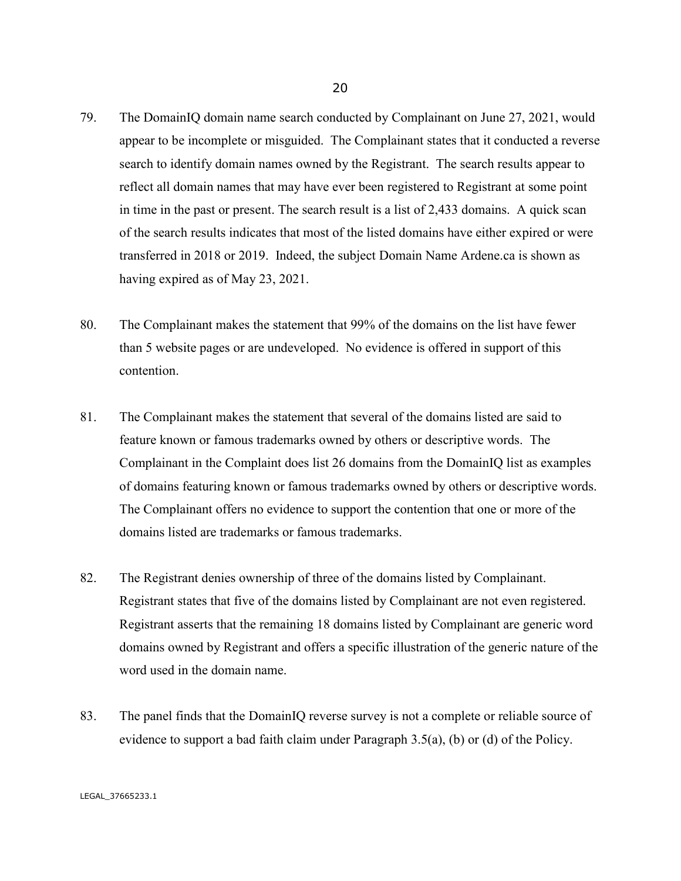79. The DomainIQ domain name search conducted by Complainant on June 27, 2021, would appear to be incomplete or misguided. The Complainant states that it conducted a reverse search to identify domain names owned by the Registrant. The search results appear to reflect all domain names that may have ever been registered to Registrant at some point in time in the past or present. The search result is a list of 2,433 domains. A quick scan of the search results indicates that most of the listed domains have either expired or were transferred in 2018 or 2019. Indeed, the subject Domain Name Ardene.ca is shown as having expired as of May 23, 2021.

80. The Complainant makes the statement that 99% of the domains on the list have fewer than 5 website pages or are undeveloped. No evidence is offered in support of this contention.

81. The Complainant makes the statement that several of the domains listed are said to feature known or famous trademarks owned by others or descriptive words. The Complainant in the Complaint does list 26 domains from the DomainIQ list as examples of domains featuring known or famous trademarks owned by others or descriptive words. The Complainant offers no evidence to support the contention that one or more of the domains listed are trademarks or famous trademarks.

82. The Registrant denies ownership of three of the domains listed by Complainant. Registrant states that five of the domains listed by Complainant are not even registered. Registrant asserts that the remaining 18 domains listed by Complainant are generic word domains owned by Registrant and offers a specific illustration of the generic nature of the word used in the domain name.

83. The panel finds that the DomainIQ reverse survey is not a complete or reliable source of evidence to support a bad faith claim under Paragraph 3.5(a), (b) or (d) of the Policy.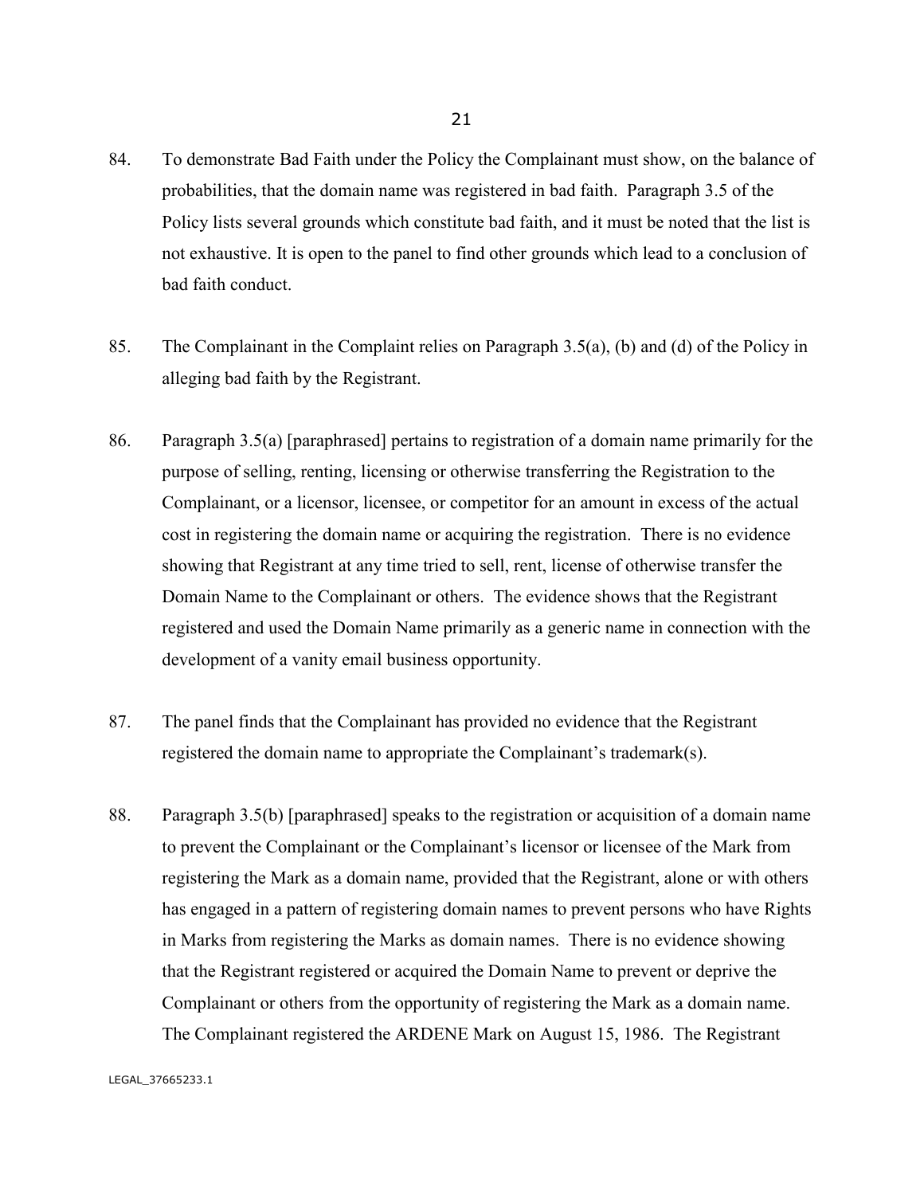84. To demonstrate Bad Faith under the Policy the Complainant must show, on the balance of probabilities, that the domain name was registered in bad faith. Paragraph 3.5 of the Policy lists several grounds which constitute bad faith, and it must be noted that the list is not exhaustive. It is open to the panel to find other grounds which lead to a conclusion of bad faith conduct.

85. The Complainant in the Complaint relies on Paragraph 3.5(a), (b) and (d) of the Policy in alleging bad faith by the Registrant.

86. Paragraph 3.5(a) [paraphrased] pertains to registration of a domain name primarily for the purpose of selling, renting, licensing or otherwise transferring the Registration to the Complainant, or a licensor, licensee, or competitor for an amount in excess of the actual cost in registering the domain name or acquiring the registration. There is no evidence showing that Registrant at any time tried to sell, rent, license of otherwise transfer the Domain Name to the Complainant or others. The evidence shows that the Registrant registered and used the Domain Name primarily as a generic name in connection with the development of a vanity email business opportunity.

87. The panel finds that the Complainant has provided no evidence that the Registrant registered the domain name to appropriate the Complainant's trademark(s).

88. Paragraph 3.5(b) [paraphrased] speaks to the registration or acquisition of a domain name to prevent the Complainant or the Complainant's licensor or licensee of the Mark from registering the Mark as a domain name, provided that the Registrant, alone or with others has engaged in a pattern of registering domain names to prevent persons who have Rights in Marks from registering the Marks as domain names. There is no evidence showing that the Registrant registered or acquired the Domain Name to prevent or deprive the Complainant or others from the opportunity of registering the Mark as a domain name. The Complainant registered the ARDENE Mark on August 15, 1986. The Registrant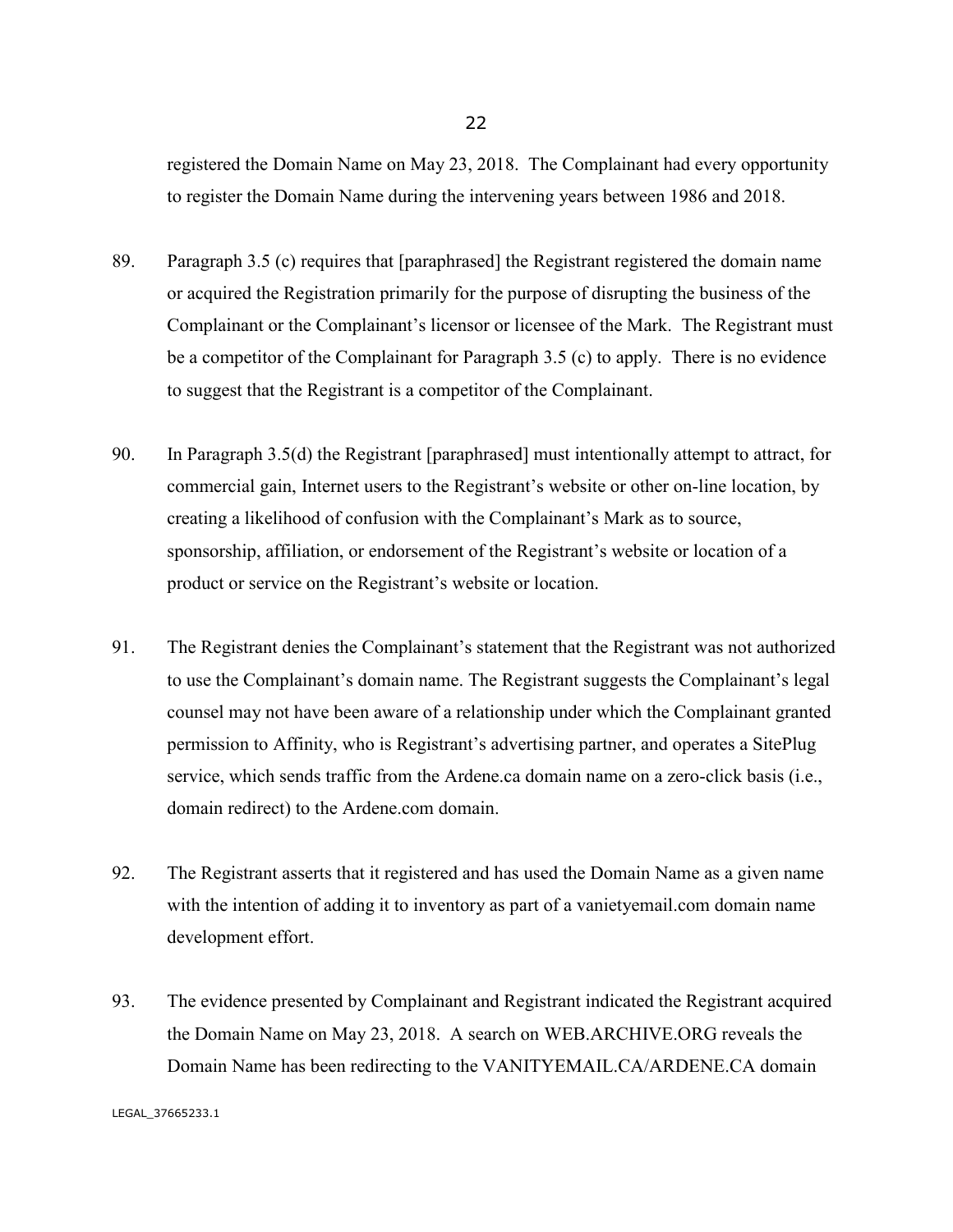registered the Domain Name on May 23, 2018. The Complainant had every opportunity to register the Domain Name during the intervening years between 1986 and 2018.

89. Paragraph 3.5 (c) requires that [paraphrased] the Registrant registered the domain name or acquired the Registration primarily for the purpose of disrupting the business of the Complainant or the Complainant's licensor or licensee of the Mark. The Registrant must be a competitor of the Complainant for Paragraph 3.5 (c) to apply. There is no evidence to suggest that the Registrant is a competitor of the Complainant.

90. In Paragraph 3.5(d) the Registrant [paraphrased] must intentionally attempt to attract, for commercial gain, Internet users to the Registrant's website or other on-line location, by creating a likelihood of confusion with the Complainant's Mark as to source, sponsorship, affiliation, or endorsement of the Registrant's website or location of a product or service on the Registrant's website or location.

91. The Registrant denies the Complainant's statement that the Registrant was not authorized to use the Complainant's domain name. The Registrant suggests the Complainant's legal counsel may not have been aware of a relationship under which the Complainant granted permission to Affinity, who is Registrant's advertising partner, and operates a SitePlug service, which sends traffic from the Ardene.ca domain name on a zero-click basis (i.e., domain redirect) to the Ardene.com domain.

92. The Registrant asserts that it registered and has used the Domain Name as a given name with the intention of adding it to inventory as part of a vanietyemail.com domain name development effort.

93. The evidence presented by Complainant and Registrant indicated the Registrant acquired the Domain Name on May 23, 2018. A search on WEB.ARCHIVE.ORG reveals the Domain Name has been redirecting to the VANITYEMAIL.CA/ARDENE.CA domain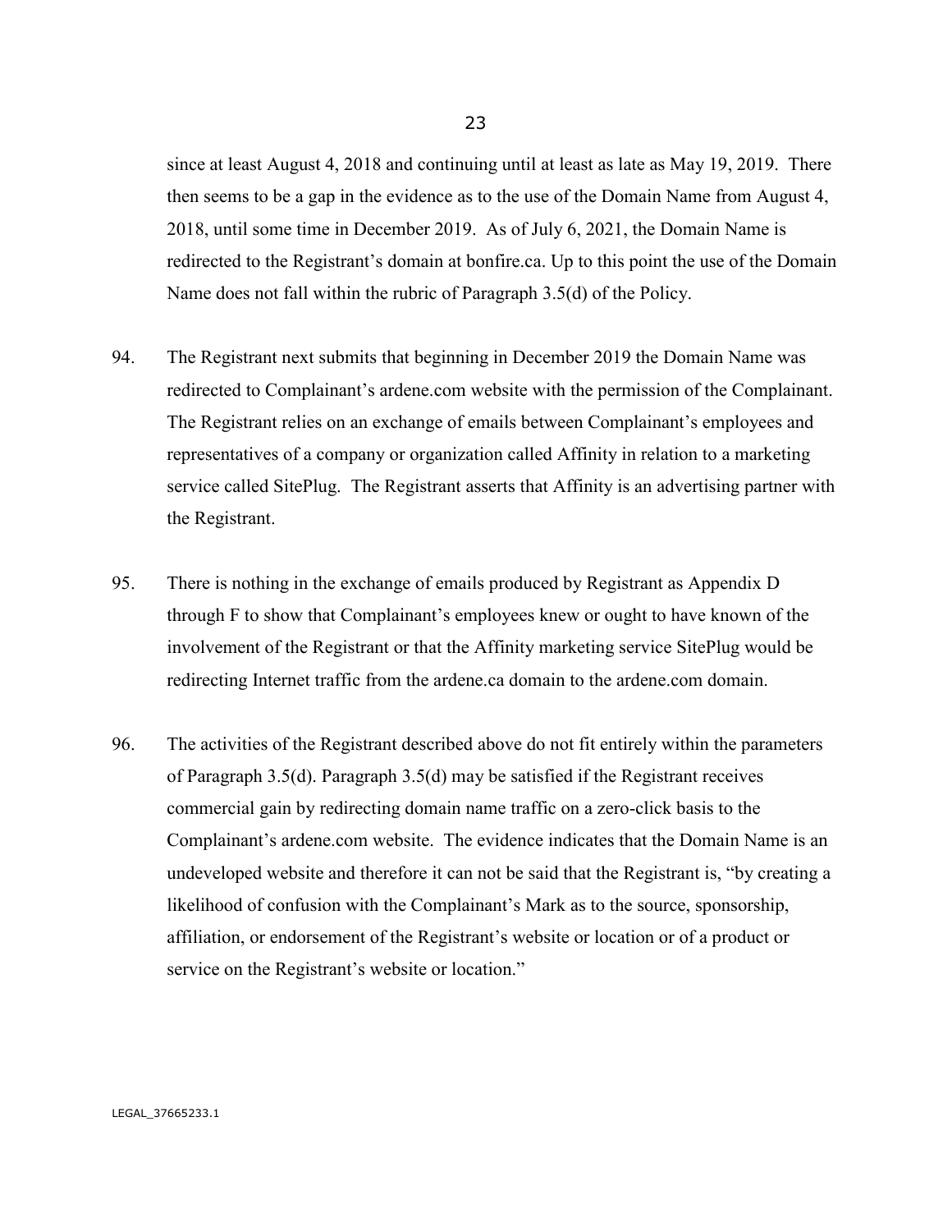since at least August 4, 2018 and continuing until at least as late as May 19, 2019. There then seems to be a gap in the evidence as to the use of the Domain Name from August 4, 2018, until some time in December 2019. As of July 6, 2021, the Domain Name is redirected to the Registrant's domain at bonfire.ca. Up to this point the use of the Domain Name does not fall within the rubric of Paragraph 3.5(d) of the Policy.

94. The Registrant next submits that beginning in December 2019 the Domain Name was redirected to Complainant's ardene.com website with the permission of the Complainant. The Registrant relies on an exchange of emails between Complainant's employees and representatives of a company or organization called Affinity in relation to a marketing service called SitePlug. The Registrant asserts that Affinity is an advertising partner with the Registrant.

95. There is nothing in the exchange of emails produced by Registrant as Appendix D through F to show that Complainant's employees knew or ought to have known of the involvement of the Registrant or that the Affinity marketing service SitePlug would be redirecting Internet traffic from the ardene.ca domain to the ardene.com domain.

96. The activities of the Registrant described above do not fit entirely within the parameters of Paragraph 3.5(d). Paragraph 3.5(d) may be satisfied if the Registrant receives commercial gain by redirecting domain name traffic on a zero-click basis to the Complainant's ardene.com website. The evidence indicates that the Domain Name is an undeveloped website and therefore it can not be said that the Registrant is, "by creating a likelihood of confusion with the Complainant's Mark as to the source, sponsorship, affiliation, or endorsement of the Registrant's website or location or of a product or service on the Registrant's website or location."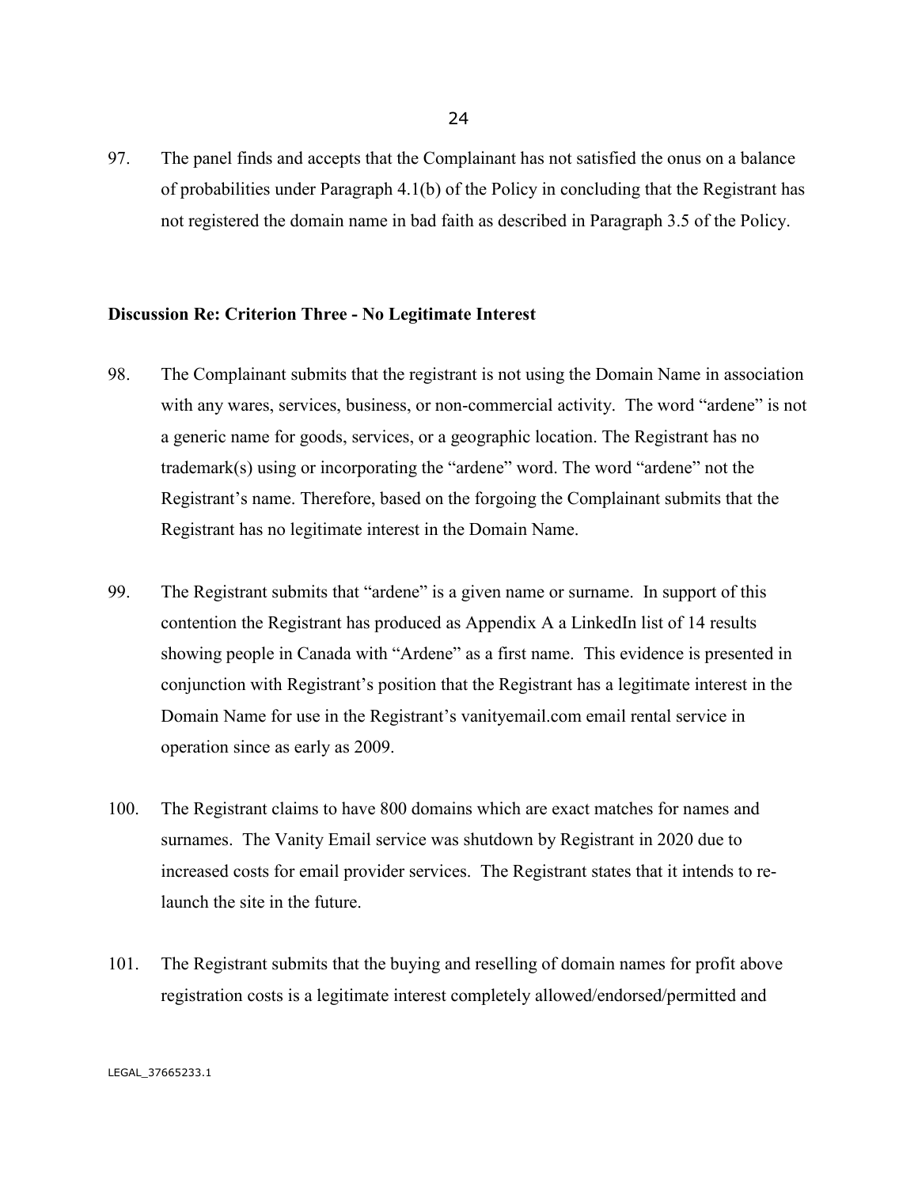97. The panel finds and accepts that the Complainant has not satisfied the onus on a balance of probabilities under Paragraph 4.1(b) of the Policy in concluding that the Registrant has not registered the domain name in bad faith as described in Paragraph 3.5 of the Policy.

**Discussion Re: Criterion Three - No Legitimate Interest**

98. The Complainant submits that the registrant is not using the Domain Name in association with any wares, services, business, or non-commercial activity. The word "ardene" is not a generic name for goods, services, or a geographic location. The Registrant has no trademark(s) using or incorporating the "ardene" word. The word "ardene" not the Registrant's name. Therefore, based on the forgoing the Complainant submits that the Registrant has no legitimate interest in the Domain Name.

99. The Registrant submits that "ardene" is a given name or surname. In support of this contention the Registrant has produced as Appendix A a LinkedIn list of 14 results showing people in Canada with "Ardene" as a first name. This evidence is presented in conjunction with Registrant's position that the Registrant has a legitimate interest in the Domain Name for use in the Registrant's vanityemail.com email rental service in operation since as early as 2009.

100. The Registrant claims to have 800 domains which are exact matches for names and surnames. The Vanity Email service was shutdown by Registrant in 2020 due to increased costs for email provider services. The Registrant states that it intends to re-launch the site in the future.

101. The Registrant submits that the buying and reselling of domain names for profit above registration costs is a legitimate interest completely allowed/endorsed/permitted and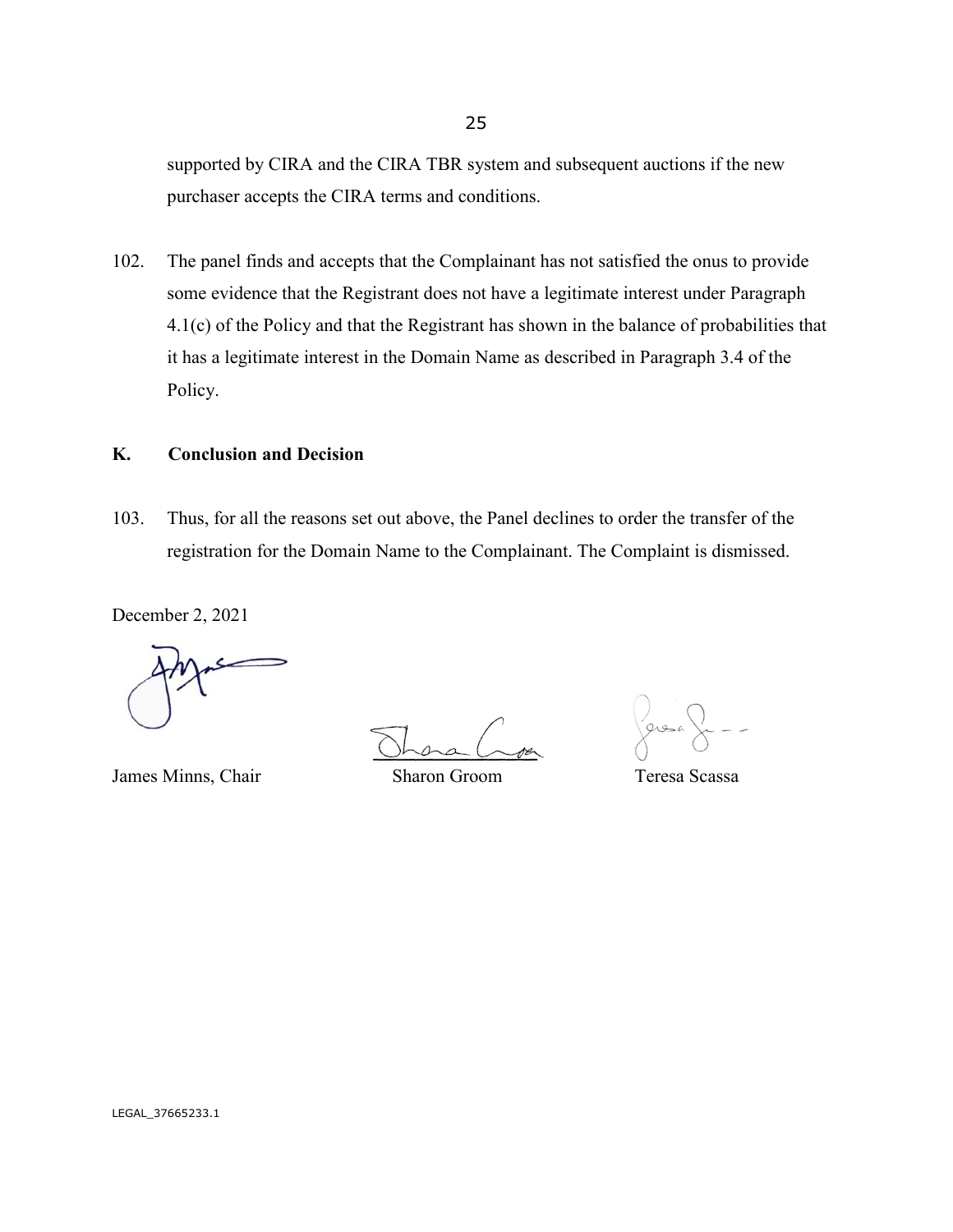supported by CIRA and the CIRA TBR system and subsequent auctions if the new purchaser accepts the CIRA terms and conditions.

102. The panel finds and accepts that the Complainant has not satisfied the onus to provide some evidence that the Registrant does not have a legitimate interest under Paragraph 4.1(c) of the Policy and that the Registrant has shown in the balance of probabilities that it has a legitimate interest in the Domain Name as described in Paragraph 3.4 of the Policy.

## K. Conclusion and Decision

103. Thus, for all the reasons set out above, the Panel declines to order the transfer of the registration for the Domain Name to the Complainant. The Complaint is dismissed.

December 2, 2021

James Minns, Chair

Sharon Groom

Teresa Scassa

LEGAL_37665233.1